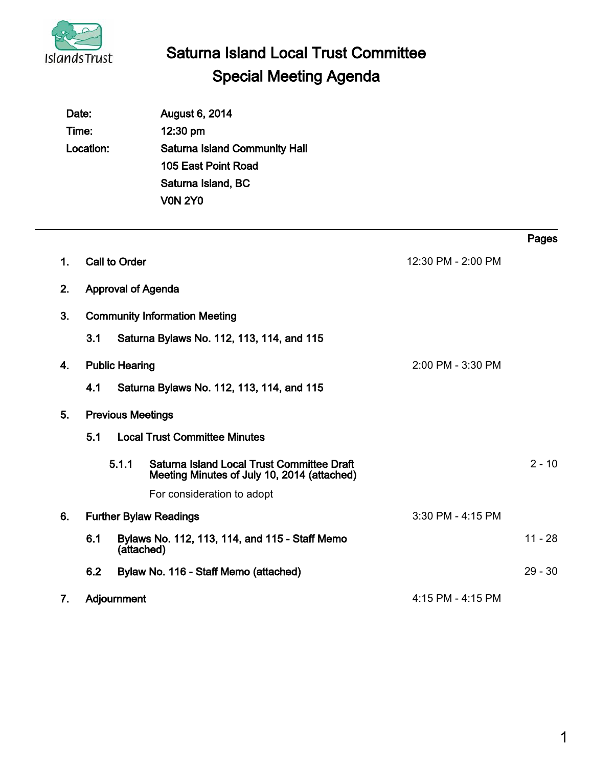# Saturna Island Local Trust Committee
## Special Meeting Agenda

| | |
|---|---|
| **Date:** | **August 6, 2014** |
| **Time:** | **12:30 pm** |
| **Location:** | **Saturna Island Community Hall**<br>**105 East Point Road**<br>**Saturna Island, BC**<br>**V0N 2Y0** |

---

| | | | Pages |
|---|---|---|---|
| **1.** | **Call to Order** | 12:30 PM - 2:00 PM | |
| **2.** | **Approval of Agenda** | | |
| **3.** | **Community Information Meeting** | | |
| | **3.1 Saturna Bylaws No. 112, 113, 114, and 115** | | |
| **4.** | **Public Hearing** | 2:00 PM - 3:30 PM | |
| | **4.1 Saturna Bylaws No. 112, 113, 114, and 115** | | |
| **5.** | **Previous Meetings** | | |
| | **5.1 Local Trust Committee Minutes** | | |
| | **5.1.1 Saturna Island Local Trust Committee Draft Meeting Minutes of July 10, 2014 (attached)**<br>For consideration to adopt | | 2 - 10 |
| **6.** | **Further Bylaw Readings** | 3:30 PM - 4:15 PM | |
| | **6.1 Bylaws No. 112, 113, 114, and 115 - Staff Memo (attached)** | | 11 - 28 |
| | **6.2 Bylaw No. 116 - Staff Memo (attached)** | | 29 - 30 |
| **7.** | **Adjournment** | 4:15 PM - 4:15 PM | |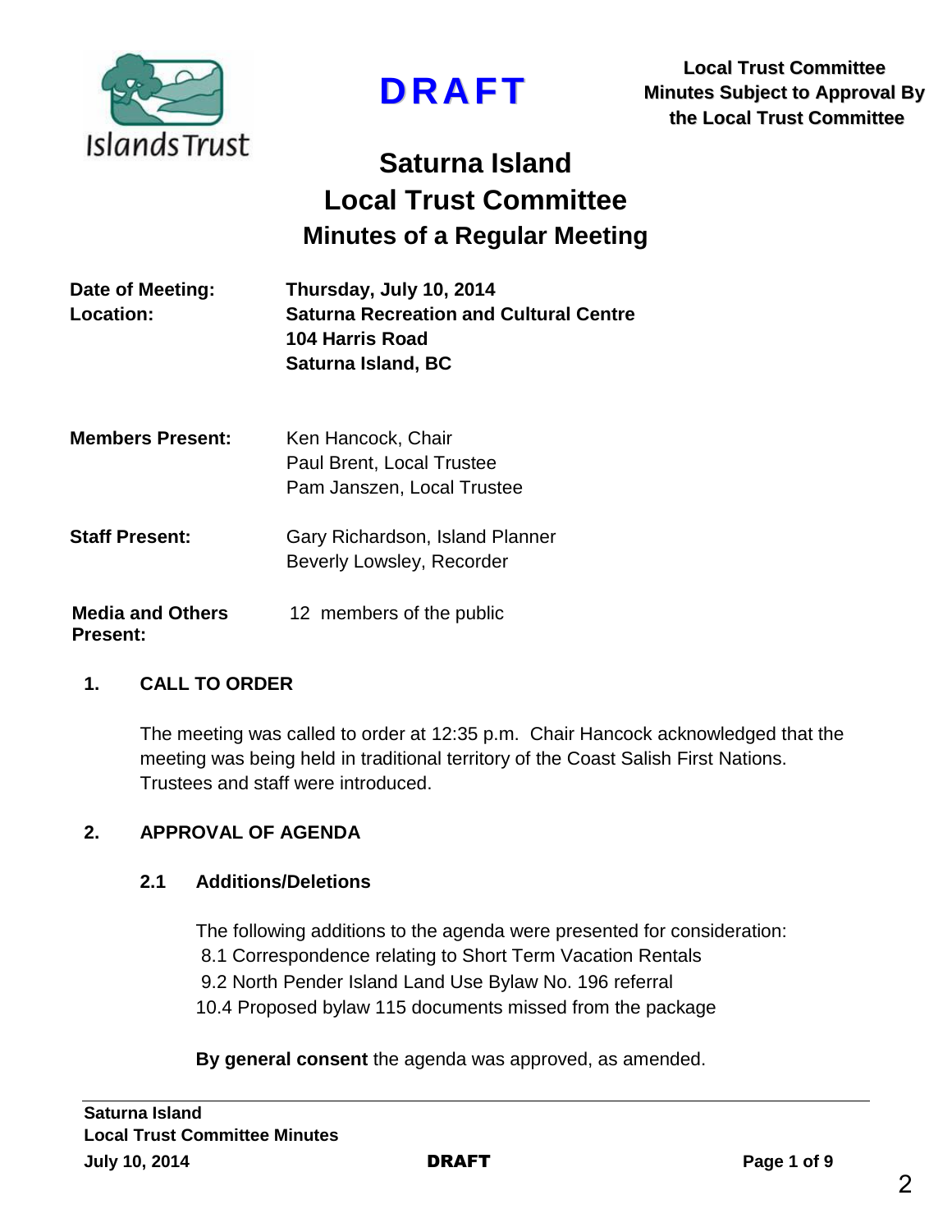DRAFT

**Local Trust Committee Minutes Subject to Approval By the Local Trust Committee**

# Saturna Island Local Trust Committee

## Minutes of a Regular Meeting

| | |
|---|---|
| **Date of Meeting:** | **Thursday, July 10, 2014** |
| **Location:** | **Saturna Recreation and Cultural Centre 104 Harris Road Saturna Island, BC** |

| | |
|---|---|
| **Members Present:** | Ken Hancock, Chair<br>Paul Brent, Local Trustee<br>Pam Janszen, Local Trustee |
| **Staff Present:** | Gary Richardson, Island Planner<br>Beverly Lowsley, Recorder |
| **Media and Others Present:** | 12 members of the public |

### 1. CALL TO ORDER

The meeting was called to order at 12:35 p.m. Chair Hancock acknowledged that the meeting was being held in traditional territory of the Coast Salish First Nations. Trustees and staff were introduced.

### 2. APPROVAL OF AGENDA

#### 2.1 Additions/Deletions

The following additions to the agenda were presented for consideration:

8.1 Correspondence relating to Short Term Vacation Rentals
9.2 North Pender Island Land Use Bylaw No. 196 referral
10.4 Proposed bylaw 115 documents missed from the package

**By general consent** the agenda was approved, as amended.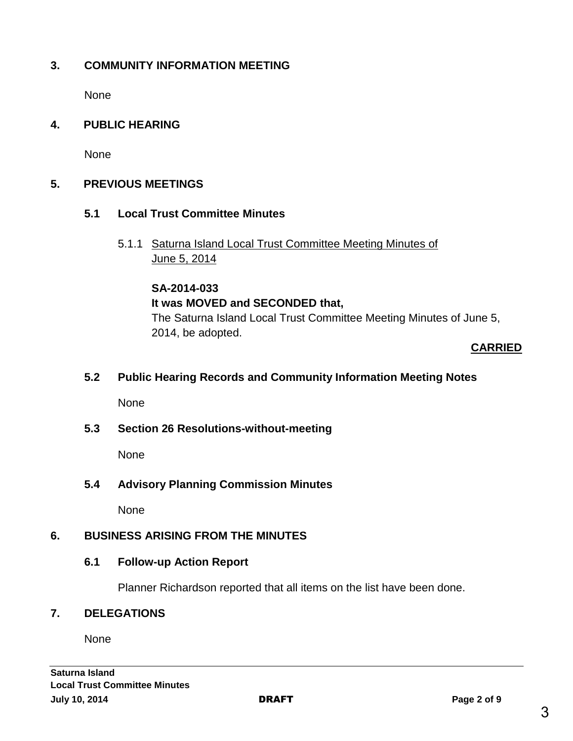## 3. COMMUNITY INFORMATION MEETING

None

## 4. PUBLIC HEARING

None

## 5. PREVIOUS MEETINGS

### 5.1 Local Trust Committee Minutes

5.1.1 Saturna Island Local Trust Committee Meeting Minutes of June 5, 2014

**SA-2014-033**
**It was MOVED and SECONDED that,**
The Saturna Island Local Trust Committee Meeting Minutes of June 5, 2014, be adopted.

**CARRIED**

### 5.2 Public Hearing Records and Community Information Meeting Notes

None

### 5.3 Section 26 Resolutions-without-meeting

None

### 5.4 Advisory Planning Commission Minutes

None

## 6. BUSINESS ARISING FROM THE MINUTES

### 6.1 Follow-up Action Report

Planner Richardson reported that all items on the list have been done.

## 7. DELEGATIONS

None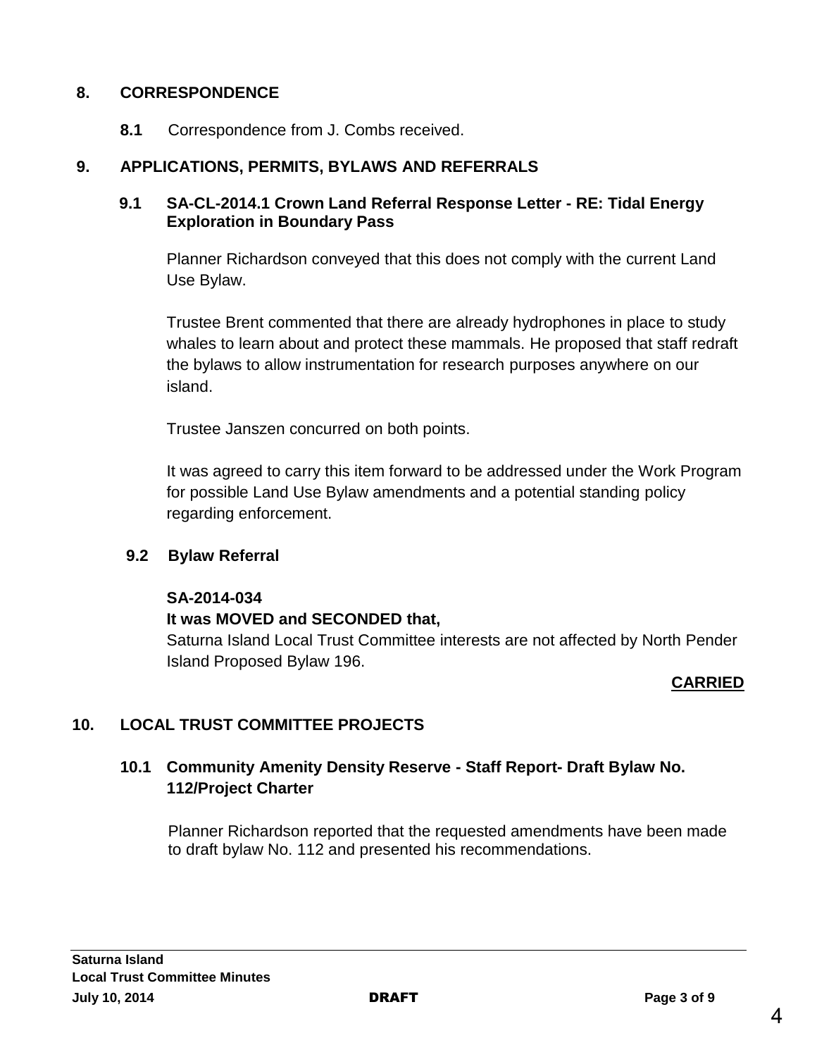## 8. CORRESPONDENCE

**8.1** Correspondence from J. Combs received.

## 9. APPLICATIONS, PERMITS, BYLAWS AND REFERRALS

### 9.1 SA-CL-2014.1 Crown Land Referral Response Letter - RE: Tidal Energy Exploration in Boundary Pass

Planner Richardson conveyed that this does not comply with the current Land Use Bylaw.

Trustee Brent commented that there are already hydrophones in place to study whales to learn about and protect these mammals. He proposed that staff redraft the bylaws to allow instrumentation for research purposes anywhere on our island.

Trustee Janszen concurred on both points.

It was agreed to carry this item forward to be addressed under the Work Program for possible Land Use Bylaw amendments and a potential standing policy regarding enforcement.

### 9.2 Bylaw Referral

**SA-2014-034**
**It was MOVED and SECONDED that,**
Saturna Island Local Trust Committee interests are not affected by North Pender Island Proposed Bylaw 196.

**CARRIED**

## 10. LOCAL TRUST COMMITTEE PROJECTS

### 10.1 Community Amenity Density Reserve - Staff Report- Draft Bylaw No. 112/Project Charter

Planner Richardson reported that the requested amendments have been made to draft bylaw No. 112 and presented his recommendations.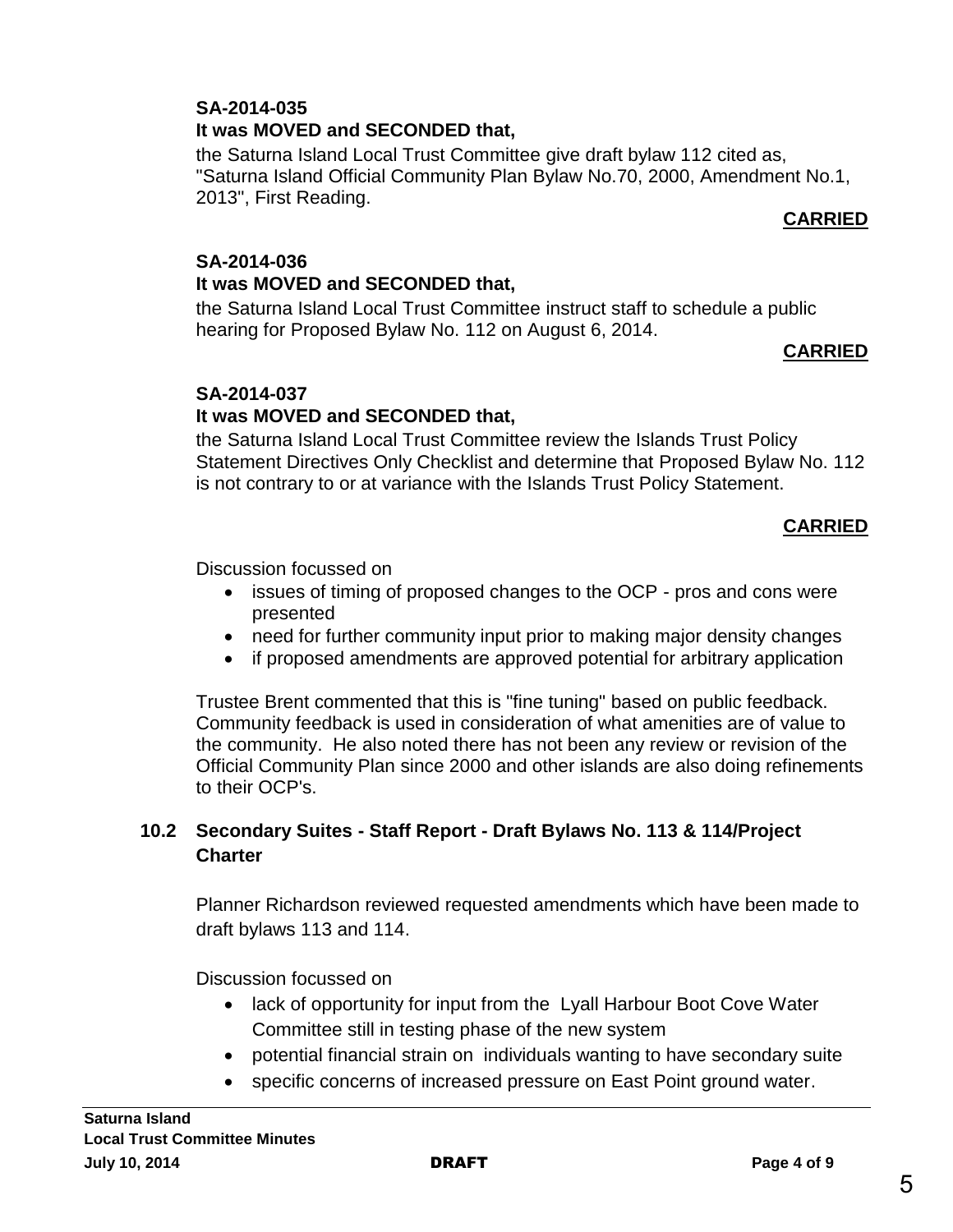**SA-2014-035**
**It was MOVED and SECONDED that,**

the Saturna Island Local Trust Committee give draft bylaw 112 cited as, "Saturna Island Official Community Plan Bylaw No.70, 2000, Amendment No.1, 2013", First Reading.

**CARRIED**

**SA-2014-036**
**It was MOVED and SECONDED that,**

the Saturna Island Local Trust Committee instruct staff to schedule a public hearing for Proposed Bylaw No. 112 on August 6, 2014.

**CARRIED**

**SA-2014-037**
**It was MOVED and SECONDED that,**

the Saturna Island Local Trust Committee review the Islands Trust Policy Statement Directives Only Checklist and determine that Proposed Bylaw No. 112 is not contrary to or at variance with the Islands Trust Policy Statement.

**CARRIED**

Discussion focussed on

- issues of timing of proposed changes to the OCP - pros and cons were presented
- need for further community input prior to making major density changes
- if proposed amendments are approved potential for arbitrary application

Trustee Brent commented that this is "fine tuning" based on public feedback. Community feedback is used in consideration of what amenities are of value to the community. He also noted there has not been any review or revision of the Official Community Plan since 2000 and other islands are also doing refinements to their OCP's.

### 10.2 Secondary Suites - Staff Report - Draft Bylaws No. 113 & 114/Project Charter

Planner Richardson reviewed requested amendments which have been made to draft bylaws 113 and 114.

Discussion focussed on

- lack of opportunity for input from the Lyall Harbour Boot Cove Water Committee still in testing phase of the new system
- potential financial strain on individuals wanting to have secondary suite
- specific concerns of increased pressure on East Point ground water.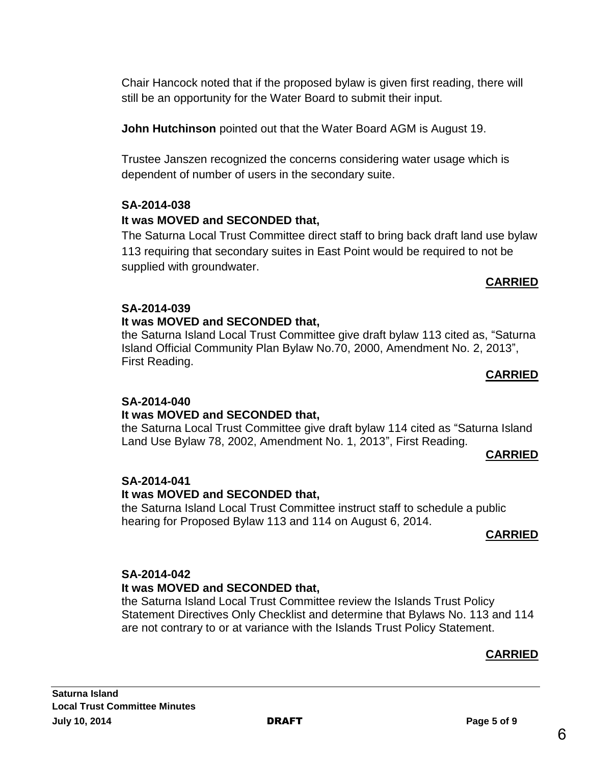Chair Hancock noted that if the proposed bylaw is given first reading, there will still be an opportunity for the Water Board to submit their input.

**John Hutchinson** pointed out that the Water Board AGM is August 19.

Trustee Janszen recognized the concerns considering water usage which is dependent of number of users in the secondary suite.

**SA-2014-038**
**It was MOVED and SECONDED that,**
The Saturna Local Trust Committee direct staff to bring back draft land use bylaw 113 requiring that secondary suites in East Point would be required to not be supplied with groundwater.

**CARRIED**

**SA-2014-039**
**It was MOVED and SECONDED that,**
the Saturna Island Local Trust Committee give draft bylaw 113 cited as, "Saturna Island Official Community Plan Bylaw No.70, 2000, Amendment No. 2, 2013", First Reading.

**CARRIED**

**SA-2014-040**
**It was MOVED and SECONDED that,**
the Saturna Local Trust Committee give draft bylaw 114 cited as "Saturna Island Land Use Bylaw 78, 2002, Amendment No. 1, 2013", First Reading.

**CARRIED**

**SA-2014-041**
**It was MOVED and SECONDED that,**
the Saturna Island Local Trust Committee instruct staff to schedule a public hearing for Proposed Bylaw 113 and 114 on August 6, 2014.

**CARRIED**

**SA-2014-042**
**It was MOVED and SECONDED that,**
the Saturna Island Local Trust Committee review the Islands Trust Policy Statement Directives Only Checklist and determine that Bylaws No. 113 and 114 are not contrary to or at variance with the Islands Trust Policy Statement.

**CARRIED**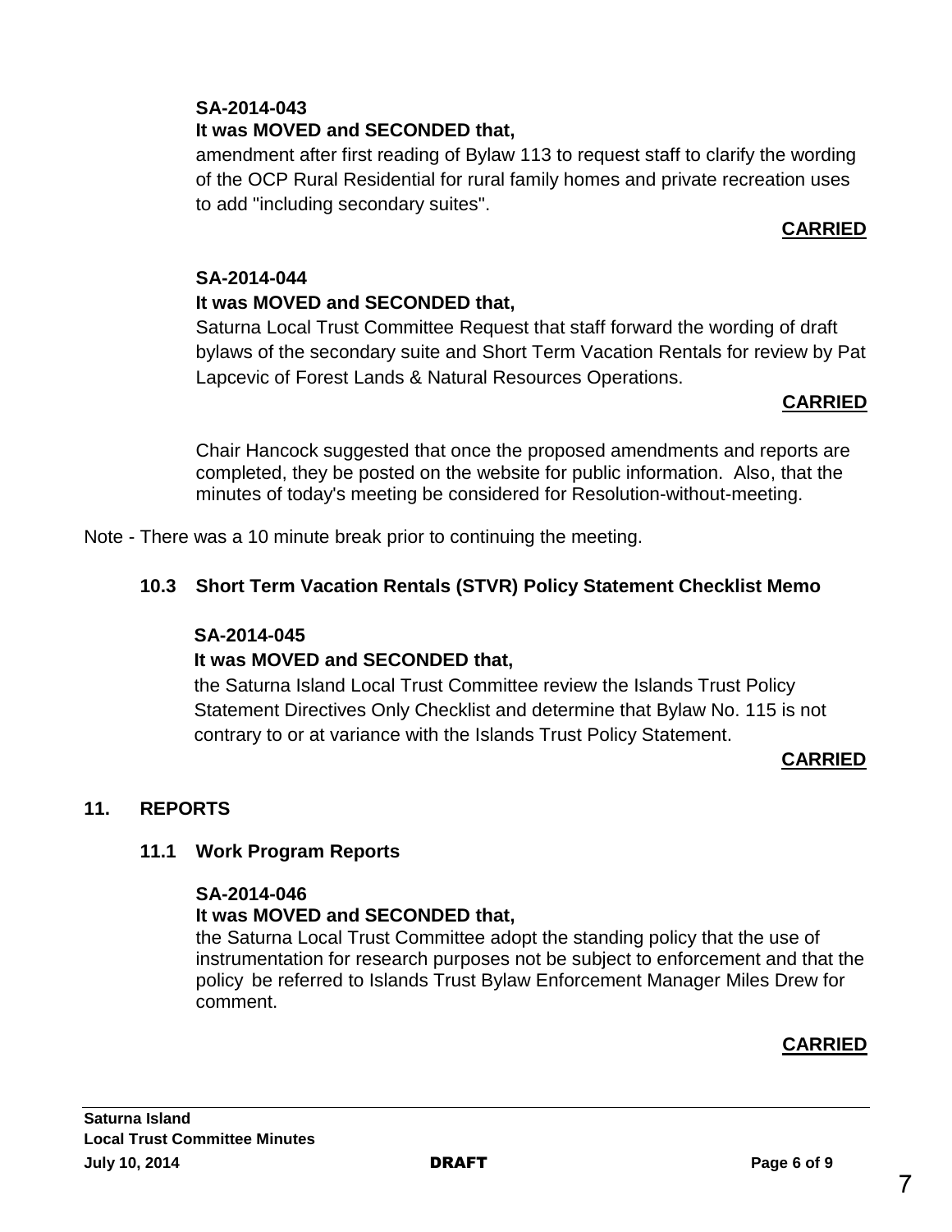**SA-2014-043**

**It was MOVED and SECONDED that,**

amendment after first reading of Bylaw 113 to request staff to clarify the wording of the OCP Rural Residential for rural family homes and private recreation uses to add "including secondary suites".

**CARRIED**

**SA-2014-044**

**It was MOVED and SECONDED that,**

Saturna Local Trust Committee Request that staff forward the wording of draft bylaws of the secondary suite and Short Term Vacation Rentals for review by Pat Lapcevic of Forest Lands & Natural Resources Operations.

**CARRIED**

Chair Hancock suggested that once the proposed amendments and reports are completed, they be posted on the website for public information. Also, that the minutes of today's meeting be considered for Resolution-without-meeting.

Note - There was a 10 minute break prior to continuing the meeting.

### 10.3 Short Term Vacation Rentals (STVR) Policy Statement Checklist Memo

**SA-2014-045**

**It was MOVED and SECONDED that,**

the Saturna Island Local Trust Committee review the Islands Trust Policy Statement Directives Only Checklist and determine that Bylaw No. 115 is not contrary to or at variance with the Islands Trust Policy Statement.

**CARRIED**

## 11. REPORTS

### 11.1 Work Program Reports

**SA-2014-046**

**It was MOVED and SECONDED that,**

the Saturna Local Trust Committee adopt the standing policy that the use of instrumentation for research purposes not be subject to enforcement and that the policy be referred to Islands Trust Bylaw Enforcement Manager Miles Drew for comment.

**CARRIED**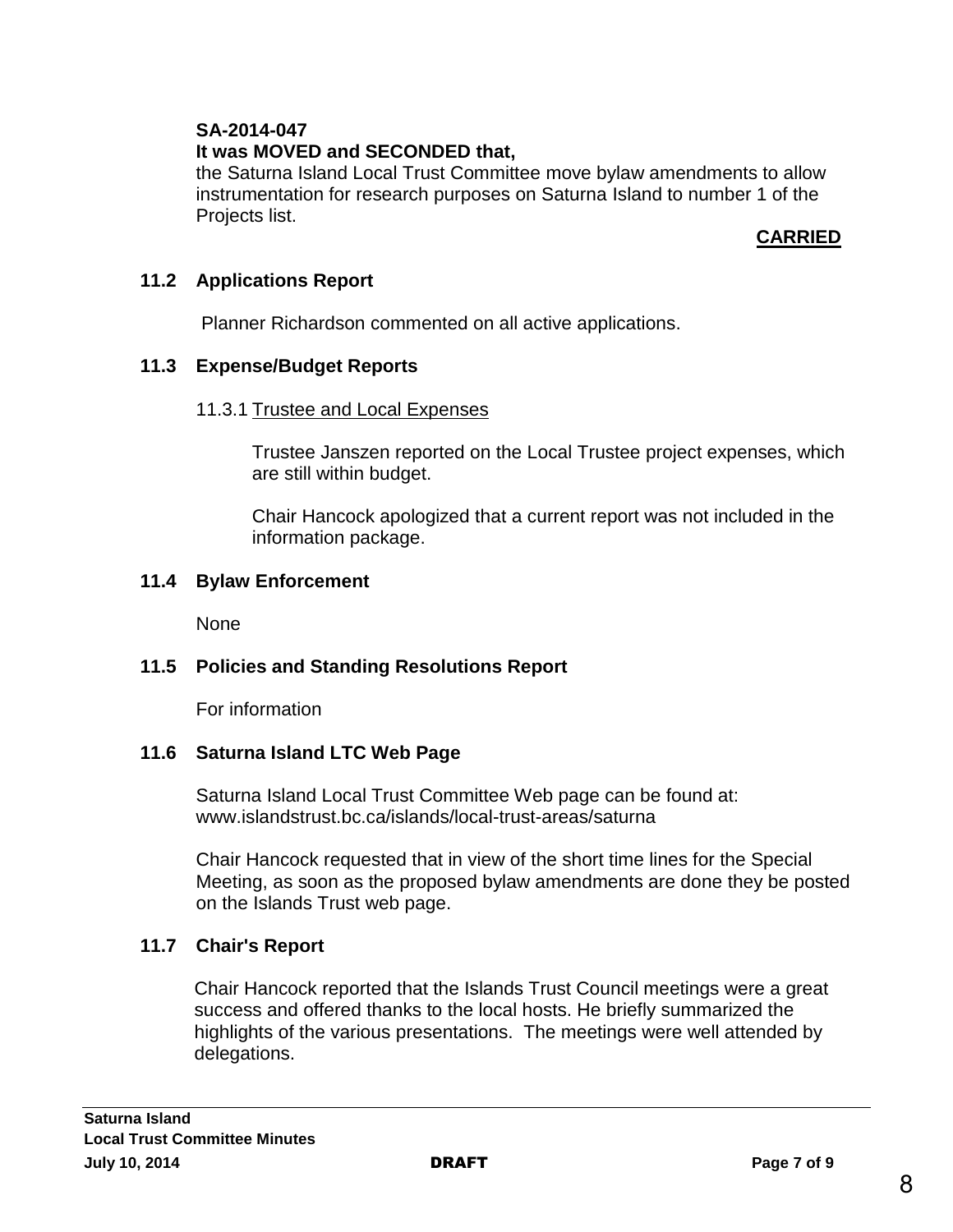**SA-2014-047**
**It was MOVED and SECONDED that,**
the Saturna Island Local Trust Committee move bylaw amendments to allow instrumentation for research purposes on Saturna Island to number 1 of the Projects list.

**CARRIED**

### 11.2 Applications Report

Planner Richardson commented on all active applications.

### 11.3 Expense/Budget Reports

11.3.1 Trustee and Local Expenses

Trustee Janszen reported on the Local Trustee project expenses, which are still within budget.

Chair Hancock apologized that a current report was not included in the information package.

### 11.4 Bylaw Enforcement

None

### 11.5 Policies and Standing Resolutions Report

For information

### 11.6 Saturna Island LTC Web Page

Saturna Island Local Trust Committee Web page can be found at: www.islandstrust.bc.ca/islands/local-trust-areas/saturna

Chair Hancock requested that in view of the short time lines for the Special Meeting, as soon as the proposed bylaw amendments are done they be posted on the Islands Trust web page.

### 11.7 Chair's Report

Chair Hancock reported that the Islands Trust Council meetings were a great success and offered thanks to the local hosts. He briefly summarized the highlights of the various presentations. The meetings were well attended by delegations.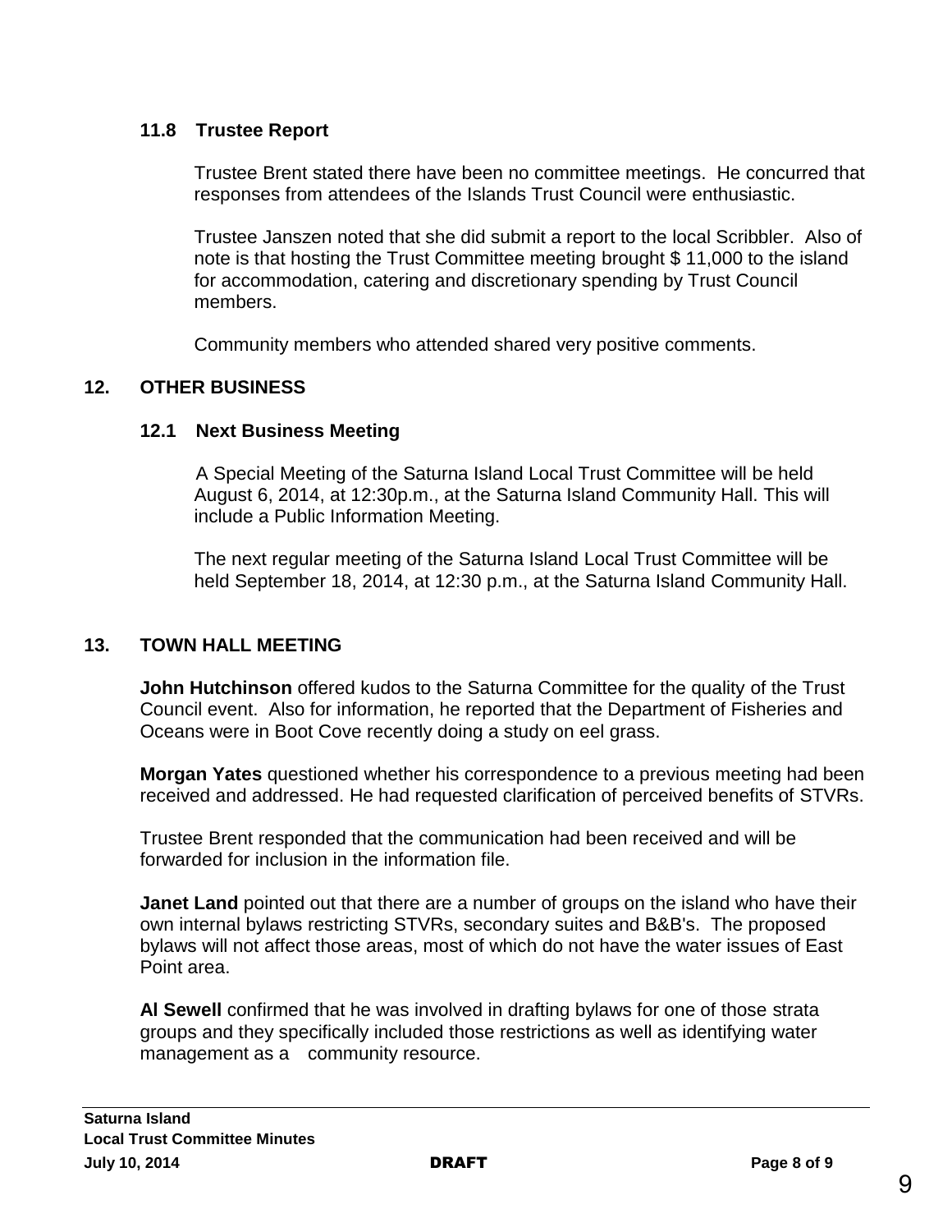### 11.8 Trustee Report

Trustee Brent stated there have been no committee meetings. He concurred that responses from attendees of the Islands Trust Council were enthusiastic.

Trustee Janszen noted that she did submit a report to the local Scribbler. Also of note is that hosting the Trust Committee meeting brought $ 11,000 to the island for accommodation, catering and discretionary spending by Trust Council members.

Community members who attended shared very positive comments.

## 12. OTHER BUSINESS

### 12.1 Next Business Meeting

A Special Meeting of the Saturna Island Local Trust Committee will be held August 6, 2014, at 12:30p.m., at the Saturna Island Community Hall. This will include a Public Information Meeting.

The next regular meeting of the Saturna Island Local Trust Committee will be held September 18, 2014, at 12:30 p.m., at the Saturna Island Community Hall.

## 13. TOWN HALL MEETING

**John Hutchinson** offered kudos to the Saturna Committee for the quality of the Trust Council event. Also for information, he reported that the Department of Fisheries and Oceans were in Boot Cove recently doing a study on eel grass.

**Morgan Yates** questioned whether his correspondence to a previous meeting had been received and addressed. He had requested clarification of perceived benefits of STVRs.

Trustee Brent responded that the communication had been received and will be forwarded for inclusion in the information file.

**Janet Land** pointed out that there are a number of groups on the island who have their own internal bylaws restricting STVRs, secondary suites and B&B's. The proposed bylaws will not affect those areas, most of which do not have the water issues of East Point area.

**Al Sewell** confirmed that he was involved in drafting bylaws for one of those strata groups and they specifically included those restrictions as well as identifying water management as a community resource.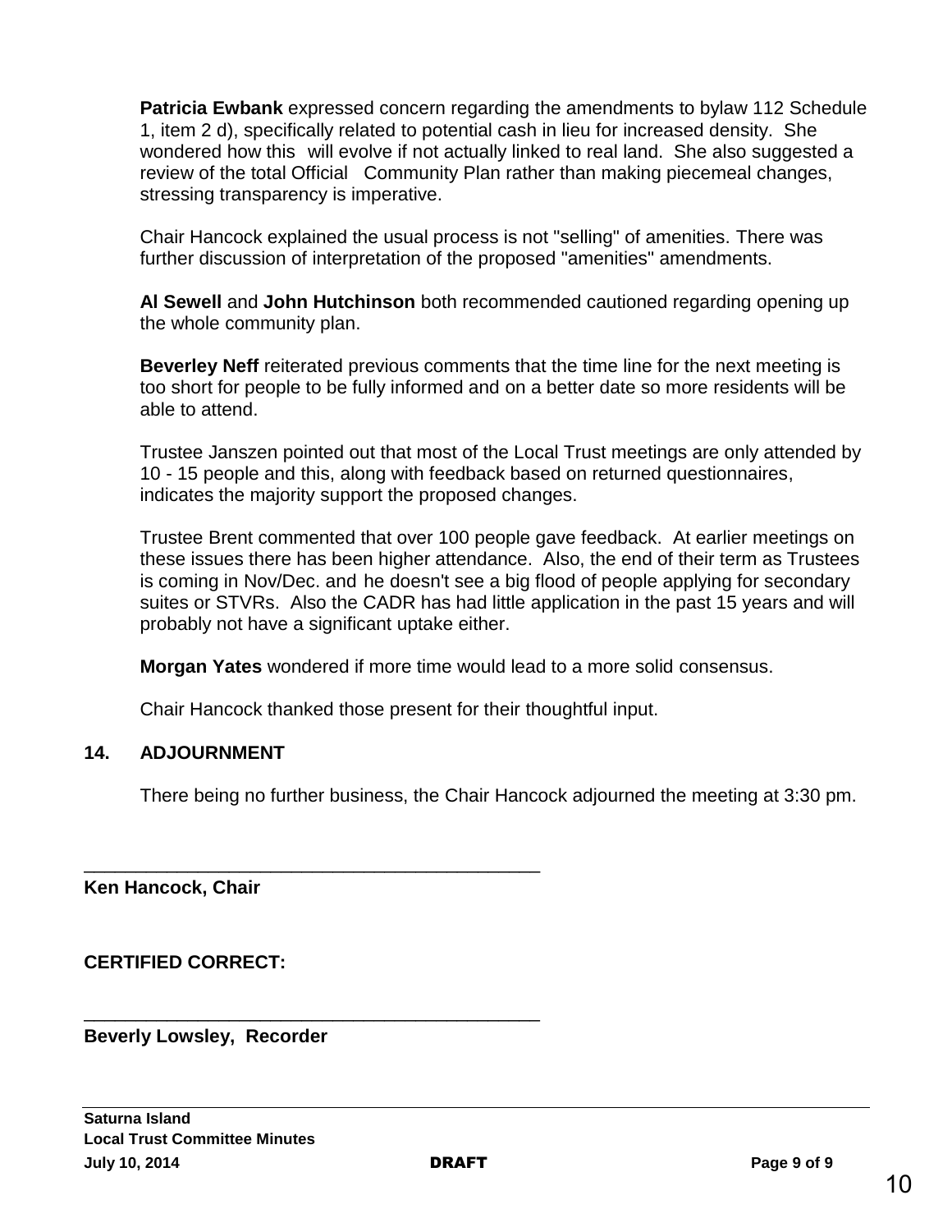**Patricia Ewbank** expressed concern regarding the amendments to bylaw 112 Schedule 1, item 2 d), specifically related to potential cash in lieu for increased density. She wondered how this will evolve if not actually linked to real land. She also suggested a review of the total Official Community Plan rather than making piecemeal changes, stressing transparency is imperative.

Chair Hancock explained the usual process is not "selling" of amenities. There was further discussion of interpretation of the proposed "amenities" amendments.

**Al Sewell** and **John Hutchinson** both recommended cautioned regarding opening up the whole community plan.

**Beverley Neff** reiterated previous comments that the time line for the next meeting is too short for people to be fully informed and on a better date so more residents will be able to attend.

Trustee Janszen pointed out that most of the Local Trust meetings are only attended by 10 - 15 people and this, along with feedback based on returned questionnaires, indicates the majority support the proposed changes.

Trustee Brent commented that over 100 people gave feedback. At earlier meetings on these issues there has been higher attendance. Also, the end of their term as Trustees is coming in Nov/Dec. and he doesn't see a big flood of people applying for secondary suites or STVRs. Also the CADR has had little application in the past 15 years and will probably not have a significant uptake either.

**Morgan Yates** wondered if more time would lead to a more solid consensus.

Chair Hancock thanked those present for their thoughtful input.

## 14. ADJOURNMENT

There being no further business, the Chair Hancock adjourned the meeting at 3:30 pm.

\_\_\_\_\_\_\_\_\_\_\_\_\_\_\_\_\_\_\_\_\_\_\_\_\_\_\_\_\_\_\_\_\_\_\_\_\_\_\_\_\_\_\_\_

**Ken Hancock, Chair**

**CERTIFIED CORRECT:**

\_\_\_\_\_\_\_\_\_\_\_\_\_\_\_\_\_\_\_\_\_\_\_\_\_\_\_\_\_\_\_\_\_\_\_\_\_\_\_\_\_\_\_\_

**Beverly Lowsley, Recorder**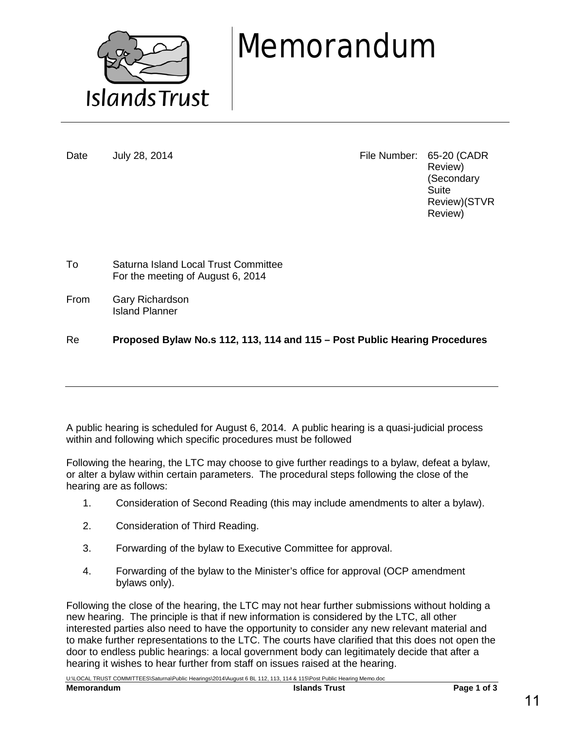# Memorandum

Islands Trust

| | | | |
|---|---|---|---|
| Date | July 28, 2014 | File Number: | 65-20 (CADR Review) (Secondary Suite Review)(STVR Review) |

To Saturna Island Local Trust Committee
For the meeting of August 6, 2014

From Gary Richardson
Island Planner

Re **Proposed Bylaw No.s 112, 113, 114 and 115 – Post Public Hearing Procedures**

---

A public hearing is scheduled for August 6, 2014. A public hearing is a quasi-judicial process within and following which specific procedures must be followed

Following the hearing, the LTC may choose to give further readings to a bylaw, defeat a bylaw, or alter a bylaw within certain parameters. The procedural steps following the close of the hearing are as follows:

1. Consideration of Second Reading (this may include amendments to alter a bylaw).
2. Consideration of Third Reading.
3. Forwarding of the bylaw to Executive Committee for approval.
4. Forwarding of the bylaw to the Minister's office for approval (OCP amendment bylaws only).

Following the close of the hearing, the LTC may not hear further submissions without holding a new hearing. The principle is that if new information is considered by the LTC, all other interested parties also need to have the opportunity to consider any new relevant material and to make further representations to the LTC. The courts have clarified that this does not open the door to endless public hearings: a local government body can legitimately decide that after a hearing it wishes to hear further from staff on issues raised at the hearing.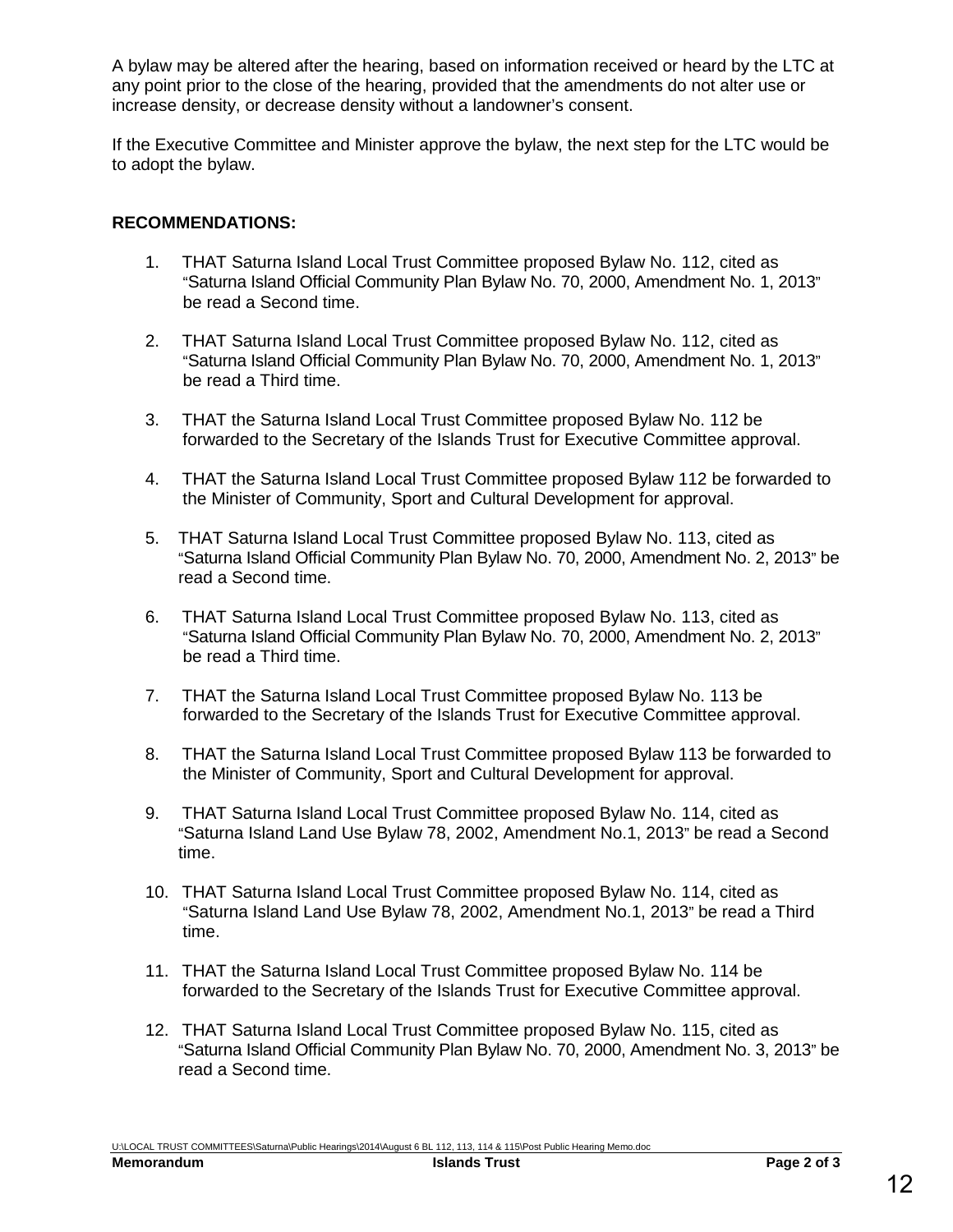A bylaw may be altered after the hearing, based on information received or heard by the LTC at any point prior to the close of the hearing, provided that the amendments do not alter use or increase density, or decrease density without a landowner's consent.

If the Executive Committee and Minister approve the bylaw, the next step for the LTC would be to adopt the bylaw.

**RECOMMENDATIONS:**

1. THAT Saturna Island Local Trust Committee proposed Bylaw No. 112, cited as "Saturna Island Official Community Plan Bylaw No. 70, 2000, Amendment No. 1, 2013" be read a Second time.

2. THAT Saturna Island Local Trust Committee proposed Bylaw No. 112, cited as "Saturna Island Official Community Plan Bylaw No. 70, 2000, Amendment No. 1, 2013" be read a Third time.

3. THAT the Saturna Island Local Trust Committee proposed Bylaw No. 112 be forwarded to the Secretary of the Islands Trust for Executive Committee approval.

4. THAT the Saturna Island Local Trust Committee proposed Bylaw 112 be forwarded to the Minister of Community, Sport and Cultural Development for approval.

5. THAT Saturna Island Local Trust Committee proposed Bylaw No. 113, cited as "Saturna Island Official Community Plan Bylaw No. 70, 2000, Amendment No. 2, 2013" be read a Second time.

6. THAT Saturna Island Local Trust Committee proposed Bylaw No. 113, cited as "Saturna Island Official Community Plan Bylaw No. 70, 2000, Amendment No. 2, 2013" be read a Third time.

7. THAT the Saturna Island Local Trust Committee proposed Bylaw No. 113 be forwarded to the Secretary of the Islands Trust for Executive Committee approval.

8. THAT the Saturna Island Local Trust Committee proposed Bylaw 113 be forwarded to the Minister of Community, Sport and Cultural Development for approval.

9. THAT Saturna Island Local Trust Committee proposed Bylaw No. 114, cited as "Saturna Island Land Use Bylaw 78, 2002, Amendment No.1, 2013" be read a Second time.

10. THAT Saturna Island Local Trust Committee proposed Bylaw No. 114, cited as "Saturna Island Land Use Bylaw 78, 2002, Amendment No.1, 2013" be read a Third time.

11. THAT the Saturna Island Local Trust Committee proposed Bylaw No. 114 be forwarded to the Secretary of the Islands Trust for Executive Committee approval.

12. THAT Saturna Island Local Trust Committee proposed Bylaw No. 115, cited as "Saturna Island Official Community Plan Bylaw No. 70, 2000, Amendment No. 3, 2013" be read a Second time.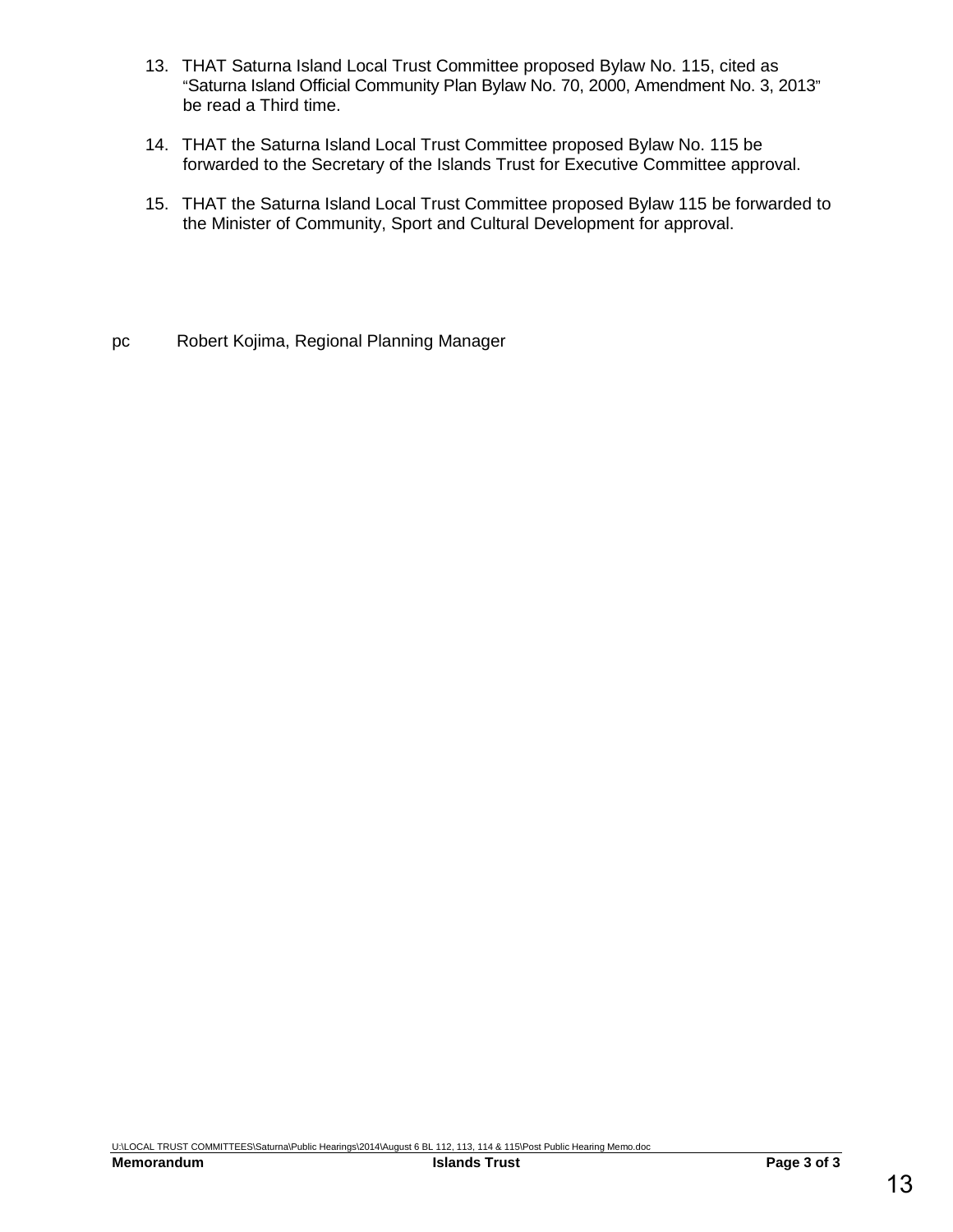13. THAT Saturna Island Local Trust Committee proposed Bylaw No. 115, cited as "Saturna Island Official Community Plan Bylaw No. 70, 2000, Amendment No. 3, 2013" be read a Third time.

14. THAT the Saturna Island Local Trust Committee proposed Bylaw No. 115 be forwarded to the Secretary of the Islands Trust for Executive Committee approval.

15. THAT the Saturna Island Local Trust Committee proposed Bylaw 115 be forwarded to the Minister of Community, Sport and Cultural Development for approval.

pc Robert Kojima, Regional Planning Manager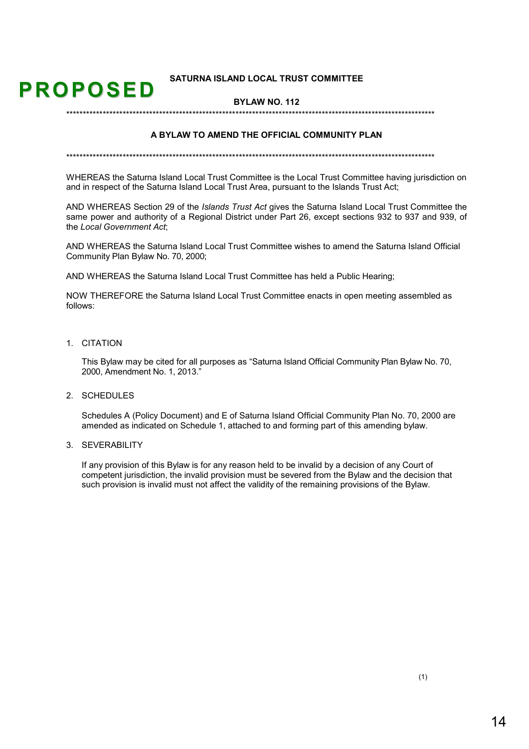**PROPOSED**

**SATURNA ISLAND LOCAL TRUST COMMITTEE**

**BYLAW NO. 112**

*****************************************************************************************************************

**A BYLAW TO AMEND THE OFFICIAL COMMUNITY PLAN**

*****************************************************************************************************************

WHEREAS the Saturna Island Local Trust Committee is the Local Trust Committee having jurisdiction on and in respect of the Saturna Island Local Trust Area, pursuant to the Islands Trust Act;

AND WHEREAS Section 29 of the *Islands Trust Act* gives the Saturna Island Local Trust Committee the same power and authority of a Regional District under Part 26, except sections 932 to 937 and 939, of the *Local Government Act*;

AND WHEREAS the Saturna Island Local Trust Committee wishes to amend the Saturna Island Official Community Plan Bylaw No. 70, 2000;

AND WHEREAS the Saturna Island Local Trust Committee has held a Public Hearing;

NOW THEREFORE the Saturna Island Local Trust Committee enacts in open meeting assembled as follows:

1. CITATION

   This Bylaw may be cited for all purposes as "Saturna Island Official Community Plan Bylaw No. 70, 2000, Amendment No. 1, 2013."

2. SCHEDULES

   Schedules A (Policy Document) and E of Saturna Island Official Community Plan No. 70, 2000 are amended as indicated on Schedule 1, attached to and forming part of this amending bylaw.

3. SEVERABILITY

   If any provision of this Bylaw is for any reason held to be invalid by a decision of any Court of competent jurisdiction, the invalid provision must be severed from the Bylaw and the decision that such provision is invalid must not affect the validity of the remaining provisions of the Bylaw.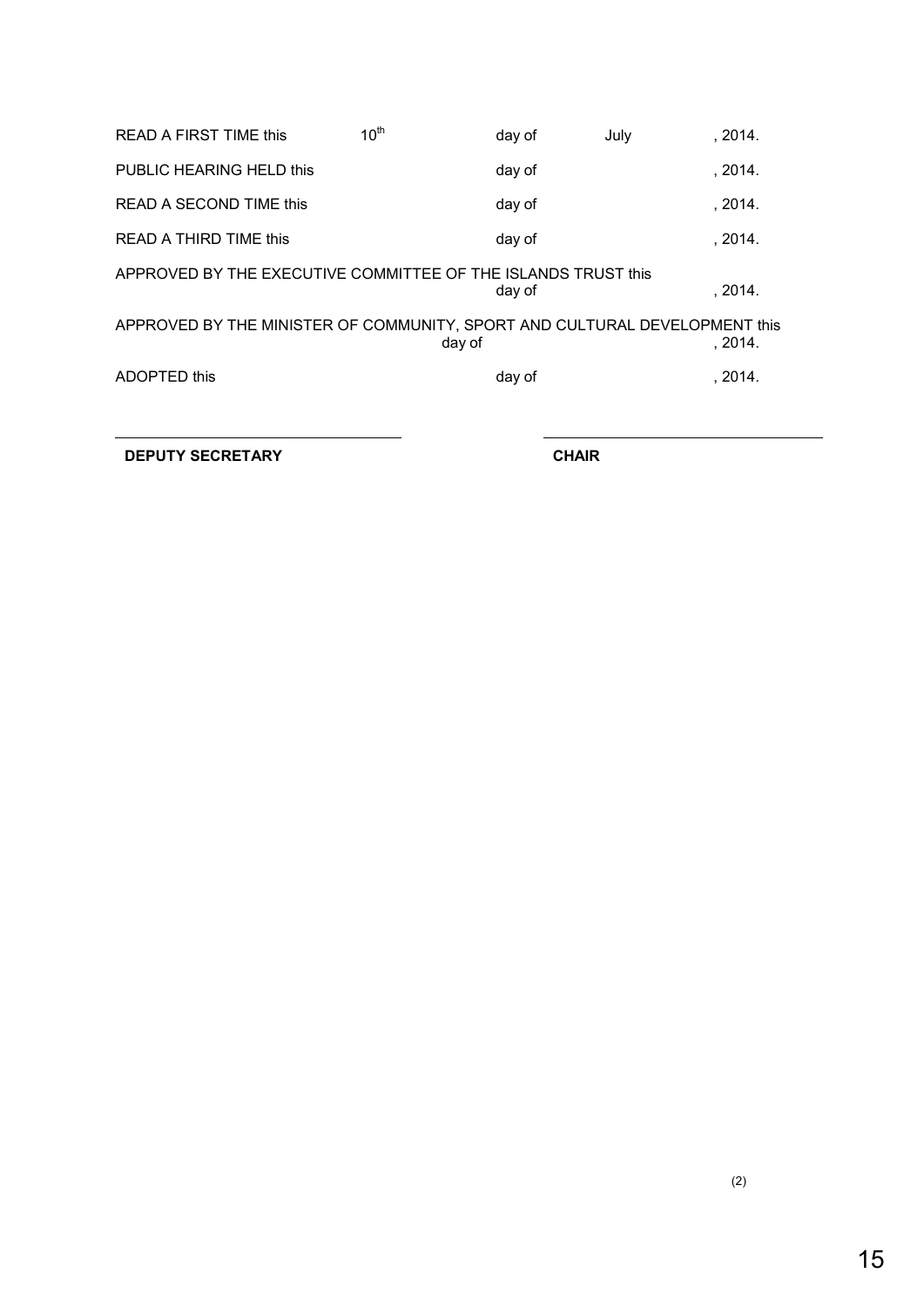READ A FIRST TIME this 10th day of July , 2014.

PUBLIC HEARING HELD this day of , 2014.

READ A SECOND TIME this day of , 2014.

READ A THIRD TIME this day of , 2014.

APPROVED BY THE EXECUTIVE COMMITTEE OF THE ISLANDS TRUST this day of , 2014.

APPROVED BY THE MINISTER OF COMMUNITY, SPORT AND CULTURAL DEVELOPMENT this day of , 2014.

ADOPTED this day of , 2014.

**DEPUTY SECRETARY** **CHAIR**

(2)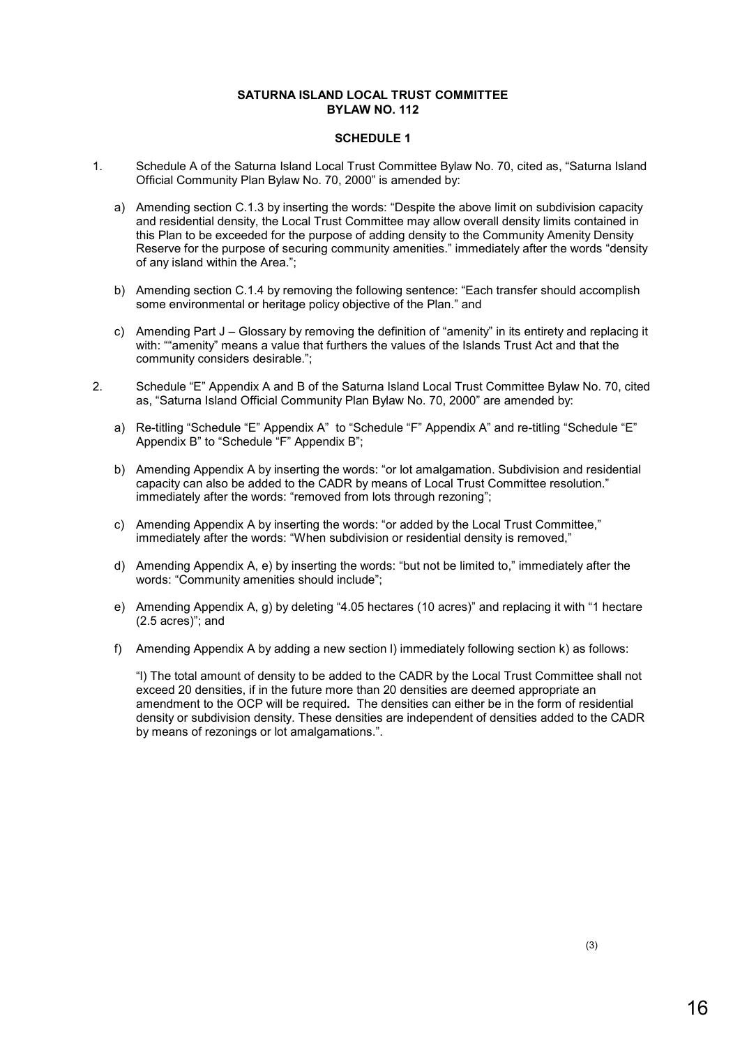**SATURNA ISLAND LOCAL TRUST COMMITTEE**
**BYLAW NO. 112**

**SCHEDULE 1**

1. Schedule A of the Saturna Island Local Trust Committee Bylaw No. 70, cited as, “Saturna Island Official Community Plan Bylaw No. 70, 2000” is amended by:

   a) Amending section C.1.3 by inserting the words: “Despite the above limit on subdivision capacity and residential density, the Local Trust Committee may allow overall density limits contained in this Plan to be exceeded for the purpose of adding density to the Community Amenity Density Reserve for the purpose of securing community amenities.” immediately after the words “density of any island within the Area.”;

   b) Amending section C.1.4 by removing the following sentence: “Each transfer should accomplish some environmental or heritage policy objective of the Plan.” and

   c) Amending Part J – Glossary by removing the definition of “amenity” in its entirety and replacing it with: ““amenity” means a value that furthers the values of the Islands Trust Act and that the community considers desirable.”;

2. Schedule “E” Appendix A and B of the Saturna Island Local Trust Committee Bylaw No. 70, cited as, “Saturna Island Official Community Plan Bylaw No. 70, 2000” are amended by:

   a) Re-titling “Schedule “E” Appendix A” to “Schedule “F” Appendix A” and re-titling “Schedule “E” Appendix B” to “Schedule “F” Appendix B”;

   b) Amending Appendix A by inserting the words: “or lot amalgamation. Subdivision and residential capacity can also be added to the CADR by means of Local Trust Committee resolution.” immediately after the words: “removed from lots through rezoning”;

   c) Amending Appendix A by inserting the words: “or added by the Local Trust Committee,” immediately after the words: “When subdivision or residential density is removed,”

   d) Amending Appendix A, e) by inserting the words: “but not be limited to,” immediately after the words: “Community amenities should include”;

   e) Amending Appendix A, g) by deleting “4.05 hectares (10 acres)” and replacing it with “1 hectare (2.5 acres)”; and

   f) Amending Appendix A by adding a new section l) immediately following section k) as follows:

   “l) The total amount of density to be added to the CADR by the Local Trust Committee shall not exceed 20 densities, if in the future more than 20 densities are deemed appropriate an amendment to the OCP will be required**.** The densities can either be in the form of residential density or subdivision density. These densities are independent of densities added to the CADR by means of rezonings or lot amalgamations.”.

(3)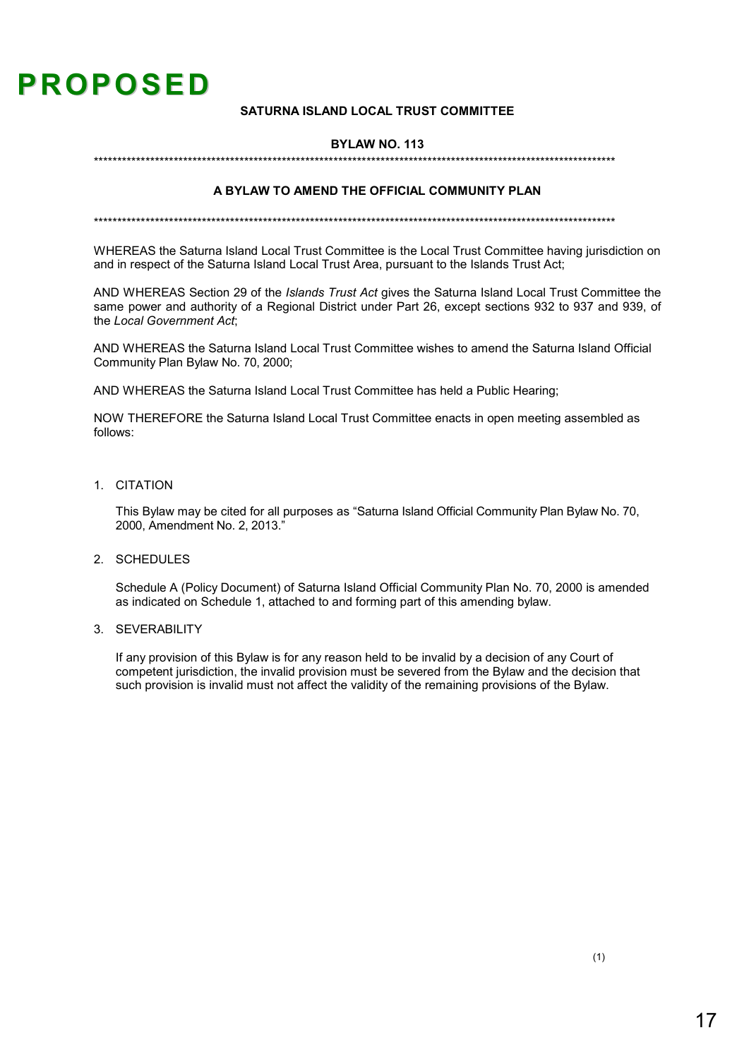# PROPOSED

**SATURNA ISLAND LOCAL TRUST COMMITTEE**

**BYLAW NO. 113**

*******************************************************************************************************************

**A BYLAW TO AMEND THE OFFICIAL COMMUNITY PLAN**

*******************************************************************************************************************

WHEREAS the Saturna Island Local Trust Committee is the Local Trust Committee having jurisdiction on and in respect of the Saturna Island Local Trust Area, pursuant to the Islands Trust Act;

AND WHEREAS Section 29 of the *Islands Trust Act* gives the Saturna Island Local Trust Committee the same power and authority of a Regional District under Part 26, except sections 932 to 937 and 939, of the *Local Government Act*;

AND WHEREAS the Saturna Island Local Trust Committee wishes to amend the Saturna Island Official Community Plan Bylaw No. 70, 2000;

AND WHEREAS the Saturna Island Local Trust Committee has held a Public Hearing;

NOW THEREFORE the Saturna Island Local Trust Committee enacts in open meeting assembled as follows:

1. CITATION

   This Bylaw may be cited for all purposes as "Saturna Island Official Community Plan Bylaw No. 70, 2000, Amendment No. 2, 2013."

2. SCHEDULES

   Schedule A (Policy Document) of Saturna Island Official Community Plan No. 70, 2000 is amended as indicated on Schedule 1, attached to and forming part of this amending bylaw.

3. SEVERABILITY

   If any provision of this Bylaw is for any reason held to be invalid by a decision of any Court of competent jurisdiction, the invalid provision must be severed from the Bylaw and the decision that such provision is invalid must not affect the validity of the remaining provisions of the Bylaw.

(1)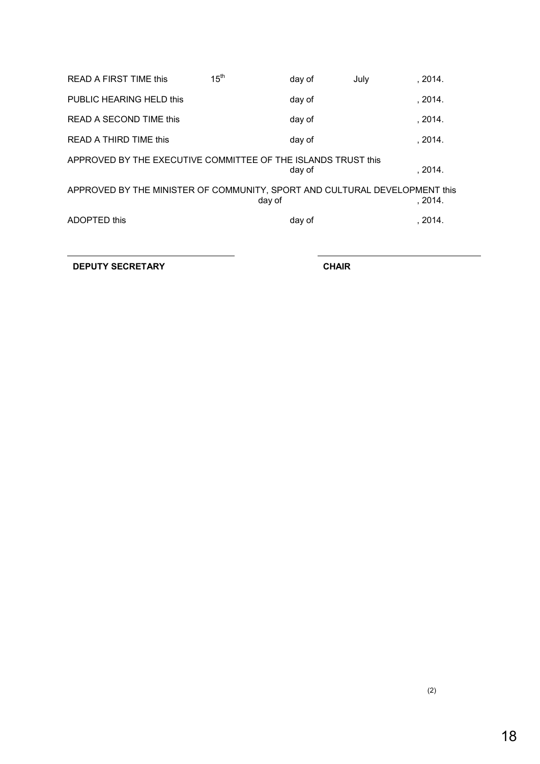READ A FIRST TIME this 15th day of July , 2014.

PUBLIC HEARING HELD this day of , 2014.

READ A SECOND TIME this day of , 2014.

READ A THIRD TIME this day of , 2014.

APPROVED BY THE EXECUTIVE COMMITTEE OF THE ISLANDS TRUST this day of , 2014.

APPROVED BY THE MINISTER OF COMMUNITY, SPORT AND CULTURAL DEVELOPMENT this day of , 2014.

ADOPTED this day of , 2014.

| **DEPUTY SECRETARY** | **CHAIR** |
| --- | --- |

(2)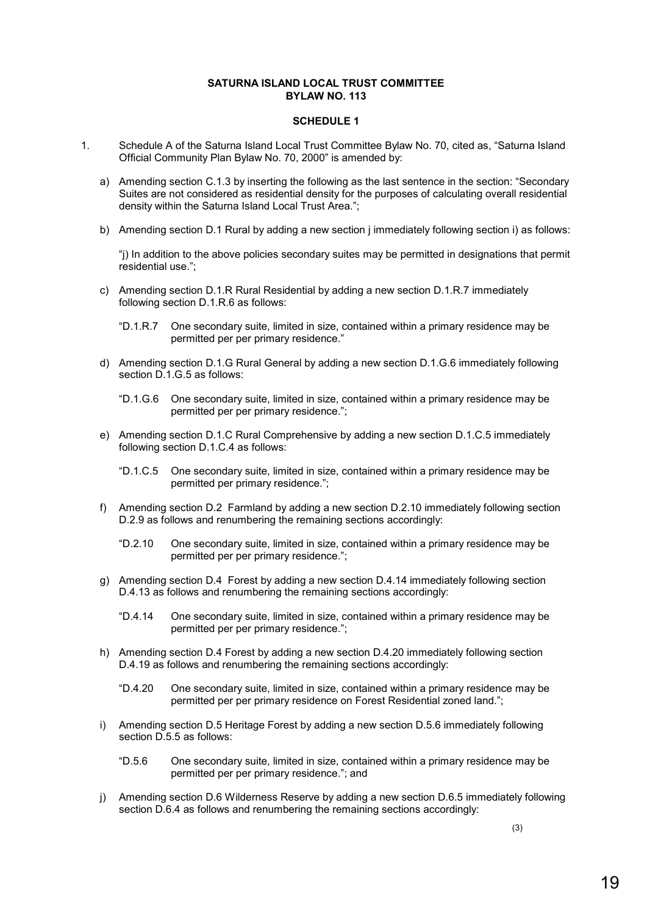**SATURNA ISLAND LOCAL TRUST COMMITTEE**
**BYLAW NO. 113**

**SCHEDULE 1**

1. Schedule A of the Saturna Island Local Trust Committee Bylaw No. 70, cited as, "Saturna Island Official Community Plan Bylaw No. 70, 2000" is amended by:

   a) Amending section C.1.3 by inserting the following as the last sentence in the section: "Secondary Suites are not considered as residential density for the purposes of calculating overall residential density within the Saturna Island Local Trust Area.";

   b) Amending section D.1 Rural by adding a new section j immediately following section i) as follows:

      "j) In addition to the above policies secondary suites may be permitted in designations that permit residential use.";

   c) Amending section D.1.R Rural Residential by adding a new section D.1.R.7 immediately following section D.1.R.6 as follows:

      "D.1.R.7 One secondary suite, limited in size, contained within a primary residence may be permitted per per primary residence."

   d) Amending section D.1.G Rural General by adding a new section D.1.G.6 immediately following section D.1.G.5 as follows:

      "D.1.G.6 One secondary suite, limited in size, contained within a primary residence may be permitted per per primary residence.";

   e) Amending section D.1.C Rural Comprehensive by adding a new section D.1.C.5 immediately following section D.1.C.4 as follows:

      "D.1.C.5 One secondary suite, limited in size, contained within a primary residence may be permitted per primary residence.";

   f) Amending section D.2 Farmland by adding a new section D.2.10 immediately following section D.2.9 as follows and renumbering the remaining sections accordingly:

      "D.2.10 One secondary suite, limited in size, contained within a primary residence may be permitted per per primary residence.";

   g) Amending section D.4 Forest by adding a new section D.4.14 immediately following section D.4.13 as follows and renumbering the remaining sections accordingly:

      "D.4.14 One secondary suite, limited in size, contained within a primary residence may be permitted per per primary residence.";

   h) Amending section D.4 Forest by adding a new section D.4.20 immediately following section D.4.19 as follows and renumbering the remaining sections accordingly:

      "D.4.20 One secondary suite, limited in size, contained within a primary residence may be permitted per per primary residence on Forest Residential zoned land.";

   i) Amending section D.5 Heritage Forest by adding a new section D.5.6 immediately following section D.5.5 as follows:

      "D.5.6 One secondary suite, limited in size, contained within a primary residence may be permitted per per primary residence."; and

   j) Amending section D.6 Wilderness Reserve by adding a new section D.6.5 immediately following section D.6.4 as follows and renumbering the remaining sections accordingly:

(3)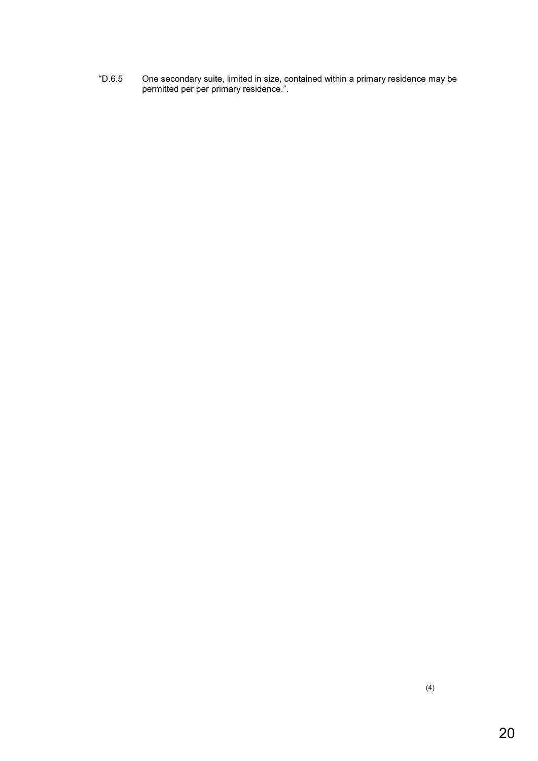“D.6.5 One secondary suite, limited in size, contained within a primary residence may be permitted per per primary residence.”.

(4)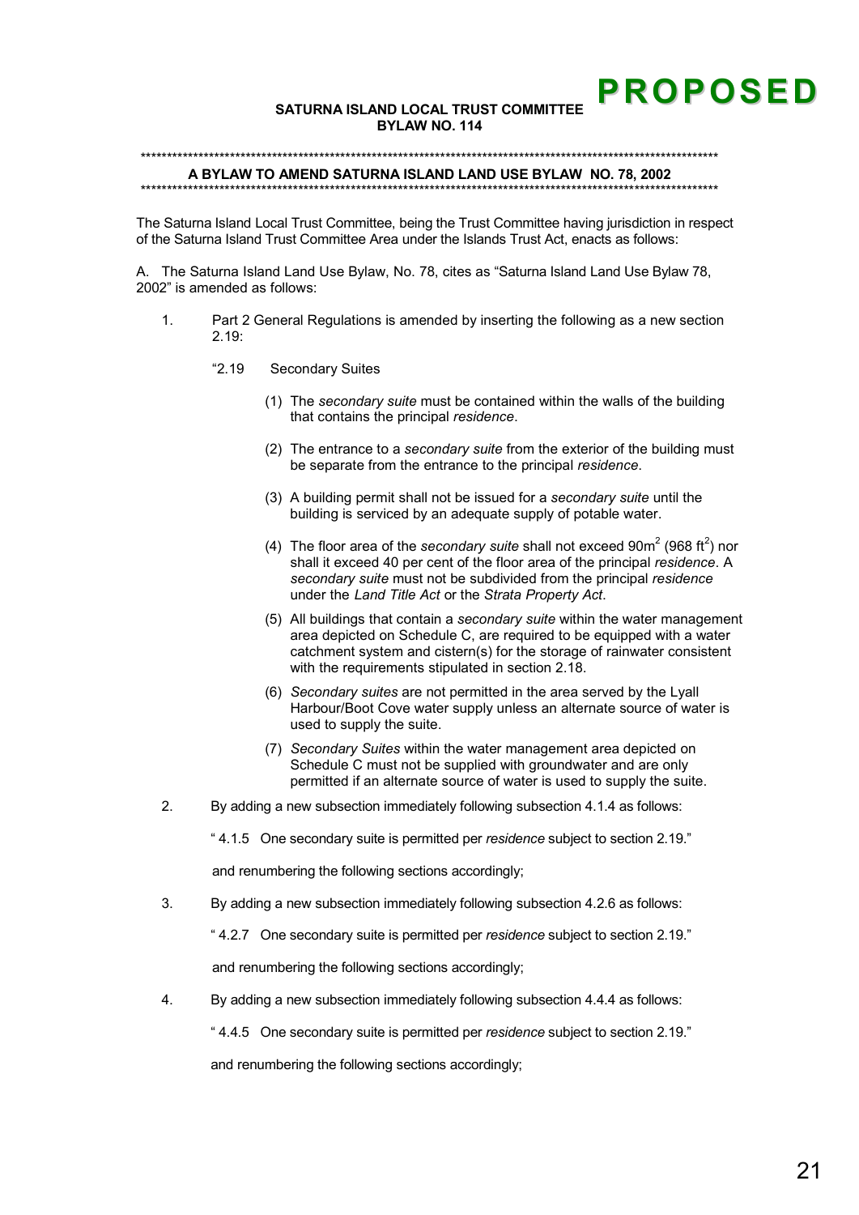**PROPOSED**

**SATURNA ISLAND LOCAL TRUST COMMITTEE**
**BYLAW NO. 114**

*****************************************************************************************************************
**A BYLAW TO AMEND SATURNA ISLAND LAND USE BYLAW NO. 78, 2002**
*****************************************************************************************************************

The Saturna Island Local Trust Committee, being the Trust Committee having jurisdiction in respect of the Saturna Island Trust Committee Area under the Islands Trust Act, enacts as follows:

A. The Saturna Island Land Use Bylaw, No. 78, cites as "Saturna Island Land Use Bylaw 78, 2002" is amended as follows:

1. Part 2 General Regulations is amended by inserting the following as a new section 2.19:

   "2.19 Secondary Suites

   (1) The *secondary suite* must be contained within the walls of the building that contains the principal *residence*.

   (2) The entrance to a *secondary suite* from the exterior of the building must be separate from the entrance to the principal *residence*.

   (3) A building permit shall not be issued for a *secondary suite* until the building is serviced by an adequate supply of potable water.

   (4) The floor area of the *secondary suite* shall not exceed $90m^2$ ($968\ ft^2$) nor shall it exceed 40 per cent of the floor area of the principal *residence*. A *secondary suite* must not be subdivided from the principal *residence* under the *Land Title Act* or the *Strata Property Act*.

   (5) All buildings that contain a *secondary suite* within the water management area depicted on Schedule C, are required to be equipped with a water catchment system and cistern(s) for the storage of rainwater consistent with the requirements stipulated in section 2.18.

   (6) *Secondary suites* are not permitted in the area served by the Lyall Harbour/Boot Cove water supply unless an alternate source of water is used to supply the suite.

   (7) *Secondary Suites* within the water management area depicted on Schedule C must not be supplied with groundwater and are only permitted if an alternate source of water is used to supply the suite.

2. By adding a new subsection immediately following subsection 4.1.4 as follows:

   " 4.1.5 One secondary suite is permitted per *residence* subject to section 2.19."

   and renumbering the following sections accordingly;

3. By adding a new subsection immediately following subsection 4.2.6 as follows:

   " 4.2.7 One secondary suite is permitted per *residence* subject to section 2.19."

   and renumbering the following sections accordingly;

4. By adding a new subsection immediately following subsection 4.4.4 as follows:

   " 4.4.5 One secondary suite is permitted per *residence* subject to section 2.19."

   and renumbering the following sections accordingly;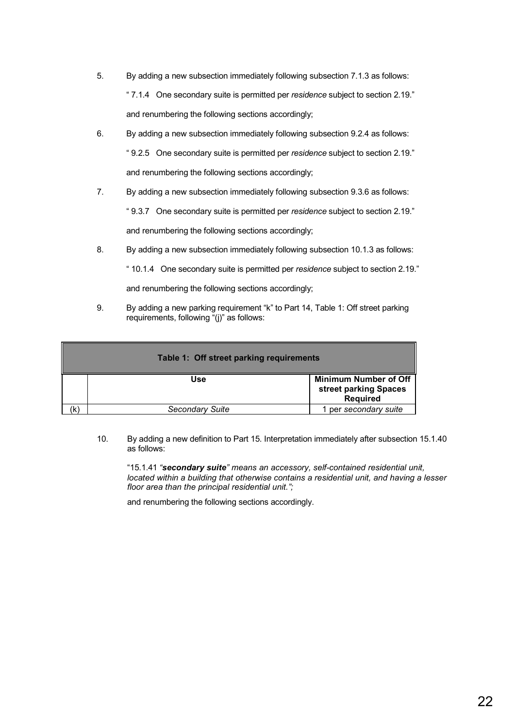5. By adding a new subsection immediately following subsection 7.1.3 as follows:

   " 7.1.4 One secondary suite is permitted per *residence* subject to section 2.19."

   and renumbering the following sections accordingly;

6. By adding a new subsection immediately following subsection 9.2.4 as follows:

   " 9.2.5 One secondary suite is permitted per *residence* subject to section 2.19."

   and renumbering the following sections accordingly;

7. By adding a new subsection immediately following subsection 9.3.6 as follows:

   " 9.3.7 One secondary suite is permitted per *residence* subject to section 2.19."

   and renumbering the following sections accordingly;

8. By adding a new subsection immediately following subsection 10.1.3 as follows:

   " 10.1.4 One secondary suite is permitted per *residence* subject to section 2.19."

   and renumbering the following sections accordingly;

9. By adding a new parking requirement "k" to Part 14, Table 1: Off street parking requirements, following "(j)" as follows:

| **Table 1: Off street parking requirements** | | |
|---|---|---|
| | **Use** | **Minimum Number of Off street parking Spaces Required** |
| (k) | *Secondary Suite* | 1 per *secondary suite* |

10. By adding a new definition to Part 15. Interpretation immediately after subsection 15.1.40 as follows:

    "15.1.41 *"**secondary suite**" means an accessory, self-contained residential unit, located within a building that otherwise contains a residential unit, and having a lesser floor area than the principal residential unit.";*

    and renumbering the following sections accordingly.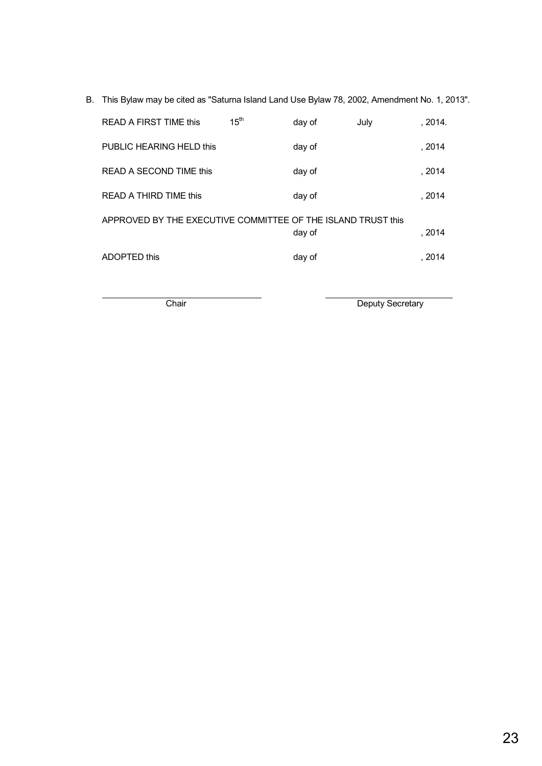B. This Bylaw may be cited as "Saturna Island Land Use Bylaw 78, 2002, Amendment No. 1, 2013".

| | | | | |
|---|---|---|---|---|
| READ A FIRST TIME this | 15th | day of | July | , 2014. |
| PUBLIC HEARING HELD this | | day of | | , 2014 |
| READ A SECOND TIME this | | day of | | , 2014 |
| READ A THIRD TIME this | | day of | | , 2014 |
| APPROVED BY THE EXECUTIVE COMMITTEE OF THE ISLAND TRUST this | | day of | | , 2014 |
| ADOPTED this | | day of | | , 2014 |

\_\_\_\_\_\_\_\_\_\_\_\_\_\_\_\_\_\_\_\_\_\_\_\_\_\_\_\_
Chair

\_\_\_\_\_\_\_\_\_\_\_\_\_\_\_\_\_\_\_\_\_\_\_\_\_\_\_\_
Deputy Secretary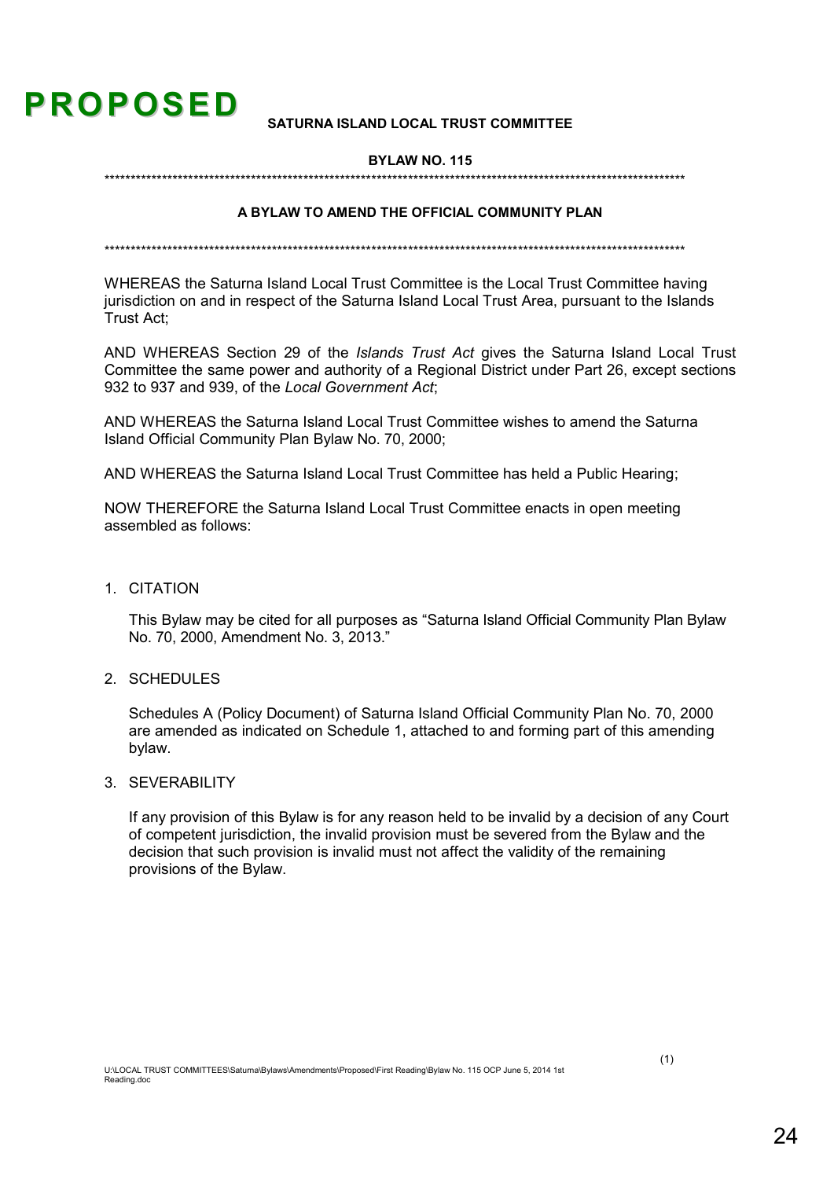# PROPOSED

**SATURNA ISLAND LOCAL TRUST COMMITTEE**

**BYLAW NO. 115**

*****************************************************************************************************************

**A BYLAW TO AMEND THE OFFICIAL COMMUNITY PLAN**

*****************************************************************************************************************

WHEREAS the Saturna Island Local Trust Committee is the Local Trust Committee having jurisdiction on and in respect of the Saturna Island Local Trust Area, pursuant to the Islands Trust Act;

AND WHEREAS Section 29 of the *Islands Trust Act* gives the Saturna Island Local Trust Committee the same power and authority of a Regional District under Part 26, except sections 932 to 937 and 939, of the *Local Government Act*;

AND WHEREAS the Saturna Island Local Trust Committee wishes to amend the Saturna Island Official Community Plan Bylaw No. 70, 2000;

AND WHEREAS the Saturna Island Local Trust Committee has held a Public Hearing;

NOW THEREFORE the Saturna Island Local Trust Committee enacts in open meeting assembled as follows:

1. CITATION

   This Bylaw may be cited for all purposes as "Saturna Island Official Community Plan Bylaw No. 70, 2000, Amendment No. 3, 2013."

2. SCHEDULES

   Schedules A (Policy Document) of Saturna Island Official Community Plan No. 70, 2000 are amended as indicated on Schedule 1, attached to and forming part of this amending bylaw.

3. SEVERABILITY

   If any provision of this Bylaw is for any reason held to be invalid by a decision of any Court of competent jurisdiction, the invalid provision must be severed from the Bylaw and the decision that such provision is invalid must not affect the validity of the remaining provisions of the Bylaw.

U:\LOCAL TRUST COMMITTEES\Saturna\Bylaws\Amendments\Proposed\First Reading\Bylaw No. 115 OCP June 5, 2014 1st Reading.doc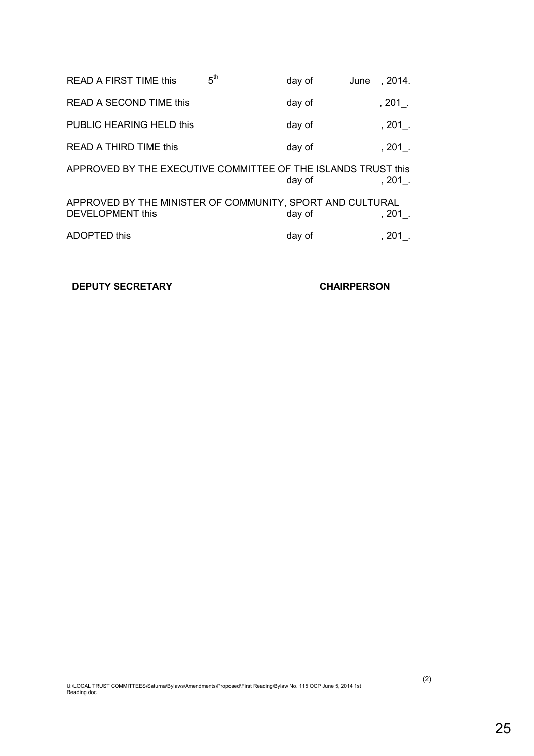| | | | |
|---|---|---|---|
| READ A FIRST TIME this | 5th | day of | June , 2014. |
| READ A SECOND TIME this | | day of | , 201_. |
| PUBLIC HEARING HELD this | | day of | , 201_. |
| READ A THIRD TIME this | | day of | , 201_. |

APPROVED BY THE EXECUTIVE COMMITTEE OF THE ISLANDS TRUST this day of , 201_.

APPROVED BY THE MINISTER OF COMMUNITY, SPORT AND CULTURAL DEVELOPMENT this day of , 201_.

ADOPTED this day of , 201_.

**DEPUTY SECRETARY** **CHAIRPERSON**

U:\LOCAL TRUST COMMITTEES\Saturna\Bylaws\Amendments\Proposed\First Reading\Bylaw No. 115 OCP June 5, 2014 1st Reading.doc

(2)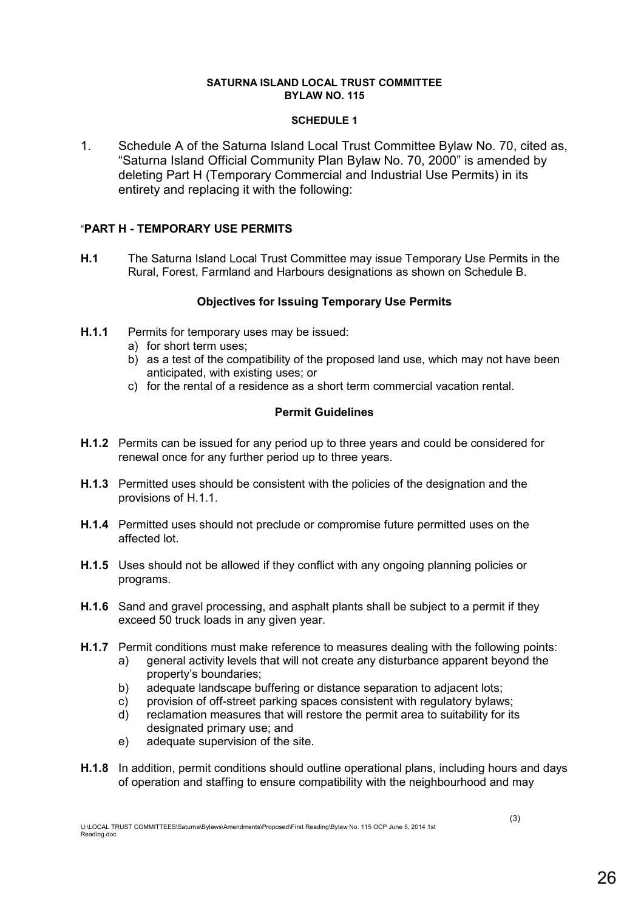**SATURNA ISLAND LOCAL TRUST COMMITTEE**
**BYLAW NO. 115**

**SCHEDULE 1**

1. Schedule A of the Saturna Island Local Trust Committee Bylaw No. 70, cited as, "Saturna Island Official Community Plan Bylaw No. 70, 2000" is amended by deleting Part H (Temporary Commercial and Industrial Use Permits) in its entirety and replacing it with the following:

"**PART H - TEMPORARY USE PERMITS**

**H.1** The Saturna Island Local Trust Committee may issue Temporary Use Permits in the Rural, Forest, Farmland and Harbours designations as shown on Schedule B.

**Objectives for Issuing Temporary Use Permits**

**H.1.1** Permits for temporary uses may be issued:
   a) for short term uses;
   b) as a test of the compatibility of the proposed land use, which may not have been anticipated, with existing uses; or
   c) for the rental of a residence as a short term commercial vacation rental.

**Permit Guidelines**

**H.1.2** Permits can be issued for any period up to three years and could be considered for renewal once for any further period up to three years.

**H.1.3** Permitted uses should be consistent with the policies of the designation and the provisions of H.1.1.

**H.1.4** Permitted uses should not preclude or compromise future permitted uses on the affected lot.

**H.1.5** Uses should not be allowed if they conflict with any ongoing planning policies or programs.

**H.1.6** Sand and gravel processing, and asphalt plants shall be subject to a permit if they exceed 50 truck loads in any given year.

**H.1.7** Permit conditions must make reference to measures dealing with the following points:
   a) general activity levels that will not create any disturbance apparent beyond the property's boundaries;
   b) adequate landscape buffering or distance separation to adjacent lots;
   c) provision of off-street parking spaces consistent with regulatory bylaws;
   d) reclamation measures that will restore the permit area to suitability for its designated primary use; and
   e) adequate supervision of the site.

**H.1.8** In addition, permit conditions should outline operational plans, including hours and days of operation and staffing to ensure compatibility with the neighbourhood and may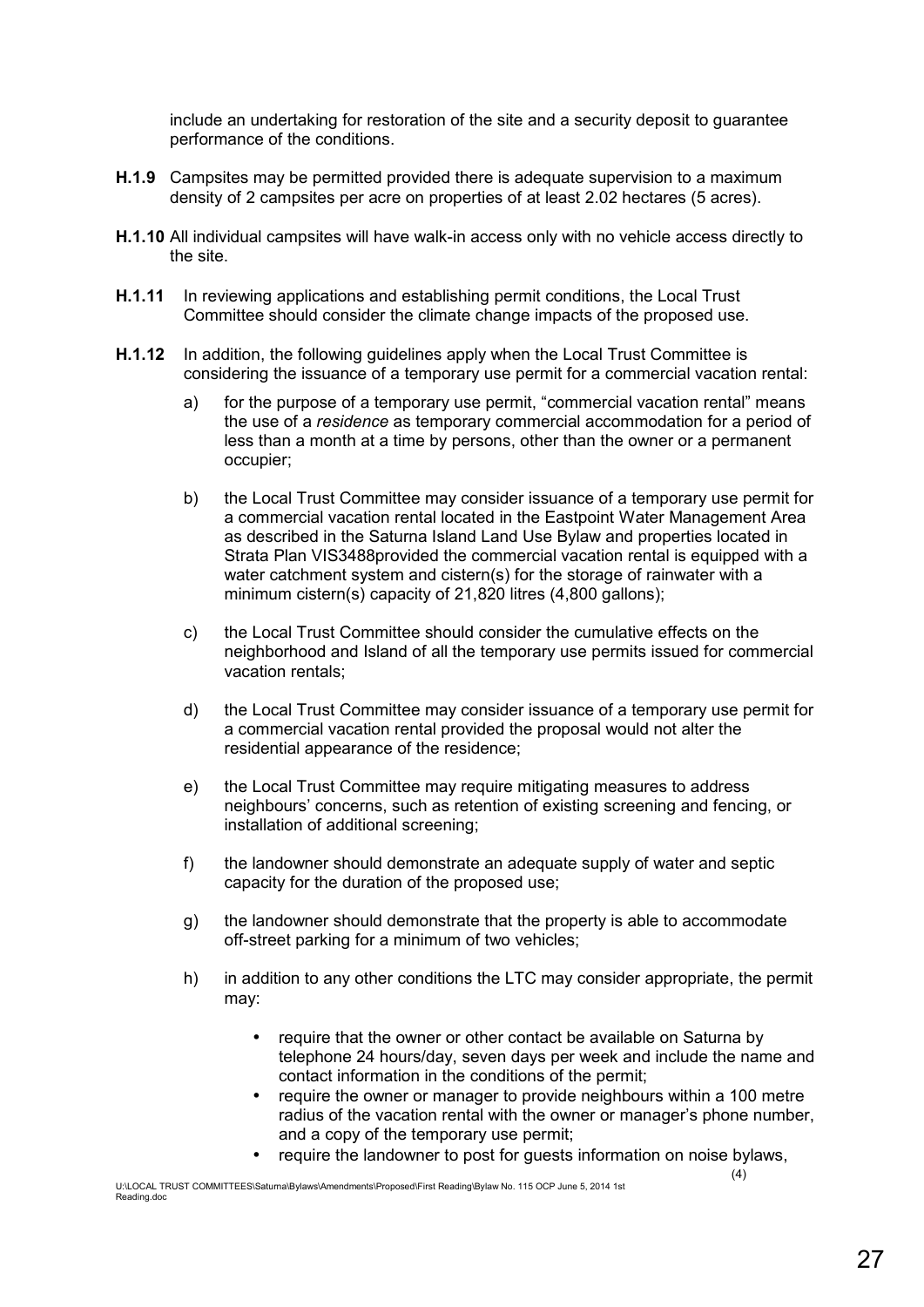include an undertaking for restoration of the site and a security deposit to guarantee performance of the conditions.

**H.1.9** Campsites may be permitted provided there is adequate supervision to a maximum density of 2 campsites per acre on properties of at least 2.02 hectares (5 acres).

**H.1.10** All individual campsites will have walk-in access only with no vehicle access directly to the site.

**H.1.11** In reviewing applications and establishing permit conditions, the Local Trust Committee should consider the climate change impacts of the proposed use.

**H.1.12** In addition, the following guidelines apply when the Local Trust Committee is considering the issuance of a temporary use permit for a commercial vacation rental:

a) for the purpose of a temporary use permit, "commercial vacation rental" means the use of a *residence* as temporary commercial accommodation for a period of less than a month at a time by persons, other than the owner or a permanent occupier;

b) the Local Trust Committee may consider issuance of a temporary use permit for a commercial vacation rental located in the Eastpoint Water Management Area as described in the Saturna Island Land Use Bylaw and properties located in Strata Plan VIS3488provided the commercial vacation rental is equipped with a water catchment system and cistern(s) for the storage of rainwater with a minimum cistern(s) capacity of 21,820 litres (4,800 gallons);

c) the Local Trust Committee should consider the cumulative effects on the neighborhood and Island of all the temporary use permits issued for commercial vacation rentals;

d) the Local Trust Committee may consider issuance of a temporary use permit for a commercial vacation rental provided the proposal would not alter the residential appearance of the residence;

e) the Local Trust Committee may require mitigating measures to address neighbours' concerns, such as retention of existing screening and fencing, or installation of additional screening;

f) the landowner should demonstrate an adequate supply of water and septic capacity for the duration of the proposed use;

g) the landowner should demonstrate that the property is able to accommodate off-street parking for a minimum of two vehicles;

h) in addition to any other conditions the LTC may consider appropriate, the permit may:

- require that the owner or other contact be available on Saturna by telephone 24 hours/day, seven days per week and include the name and contact information in the conditions of the permit;
- require the owner or manager to provide neighbours within a 100 metre radius of the vacation rental with the owner or manager's phone number, and a copy of the temporary use permit;
- require the landowner to post for guests information on noise bylaws,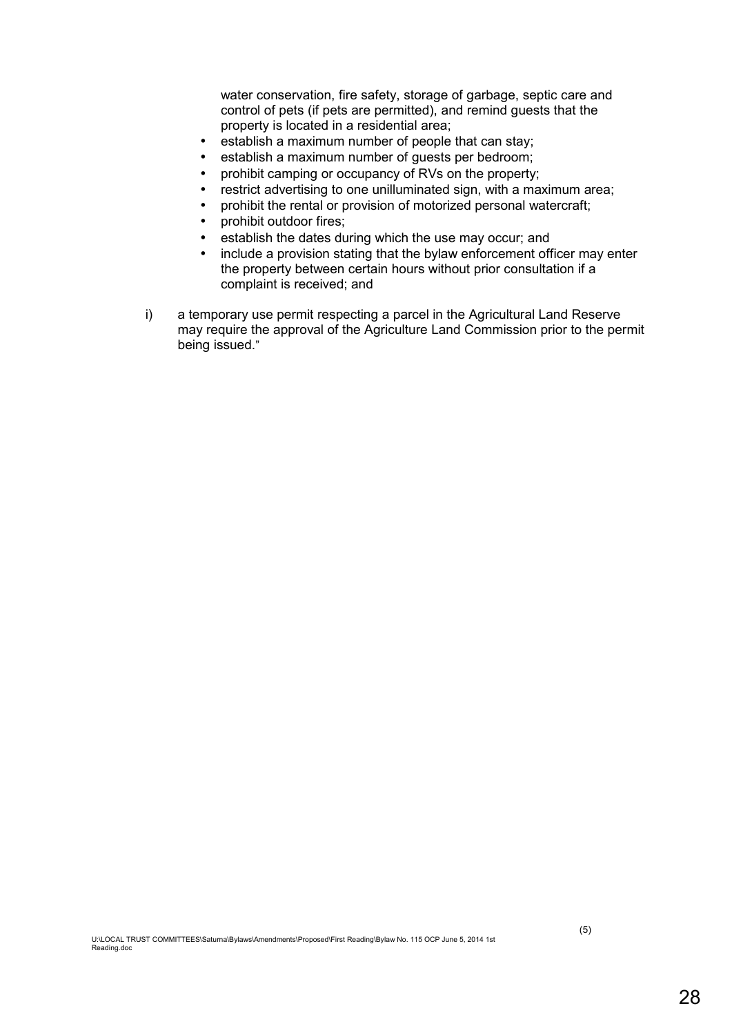water conservation, fire safety, storage of garbage, septic care and control of pets (if pets are permitted), and remind guests that the property is located in a residential area;

- establish a maximum number of people that can stay;
- establish a maximum number of guests per bedroom;
- prohibit camping or occupancy of RVs on the property;
- restrict advertising to one unilluminated sign, with a maximum area;
- prohibit the rental or provision of motorized personal watercraft;
- prohibit outdoor fires;
- establish the dates during which the use may occur; and
- include a provision stating that the bylaw enforcement officer may enter the property between certain hours without prior consultation if a complaint is received; and

i) a temporary use permit respecting a parcel in the Agricultural Land Reserve may require the approval of the Agriculture Land Commission prior to the permit being issued."

(5)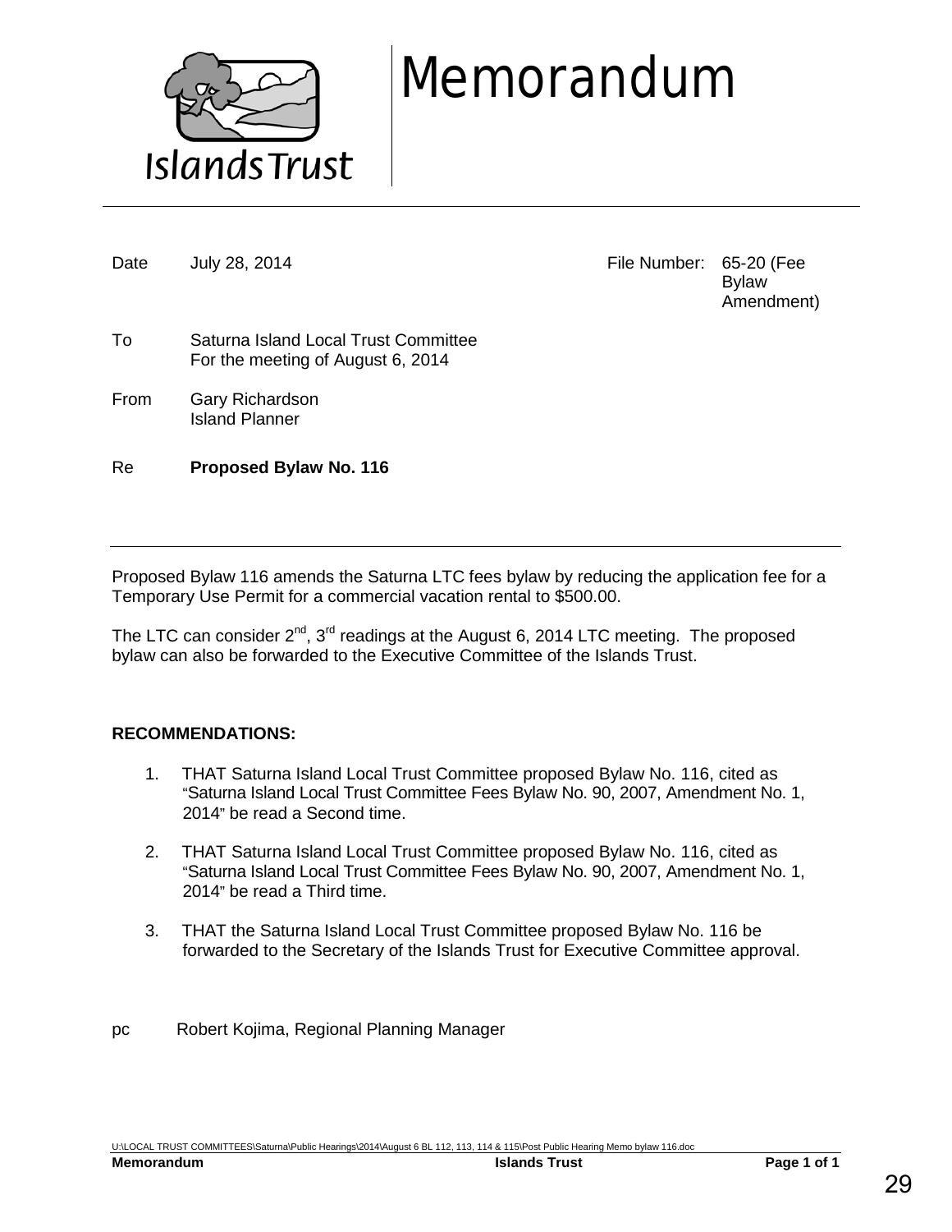# Memorandum

Islands Trust

| | | | |
|---|---|---|---|
| Date | July 28, 2014 | File Number: | 65-20 (Fee Bylaw Amendment) |
| To | Saturna Island Local Trust Committee<br>For the meeting of August 6, 2014 | | |
| From | Gary Richardson<br>Island Planner | | |
| Re | **Proposed Bylaw No. 116** | | |

Proposed Bylaw 116 amends the Saturna LTC fees bylaw by reducing the application fee for a Temporary Use Permit for a commercial vacation rental to $500.00.

The LTC can consider 2nd, 3rd readings at the August 6, 2014 LTC meeting. The proposed bylaw can also be forwarded to the Executive Committee of the Islands Trust.

**RECOMMENDATIONS:**

1. THAT Saturna Island Local Trust Committee proposed Bylaw No. 116, cited as "Saturna Island Local Trust Committee Fees Bylaw No. 90, 2007, Amendment No. 1, 2014" be read a Second time.

2. THAT Saturna Island Local Trust Committee proposed Bylaw No. 116, cited as "Saturna Island Local Trust Committee Fees Bylaw No. 90, 2007, Amendment No. 1, 2014" be read a Third time.

3. THAT the Saturna Island Local Trust Committee proposed Bylaw No. 116 be forwarded to the Secretary of the Islands Trust for Executive Committee approval.

pc Robert Kojima, Regional Planning Manager

U:\LOCAL TRUST COMMITTEES\Saturna\Public Hearings\2014\August 6 BL 112, 113, 114 & 115\Post Public Hearing Memo bylaw 116.doc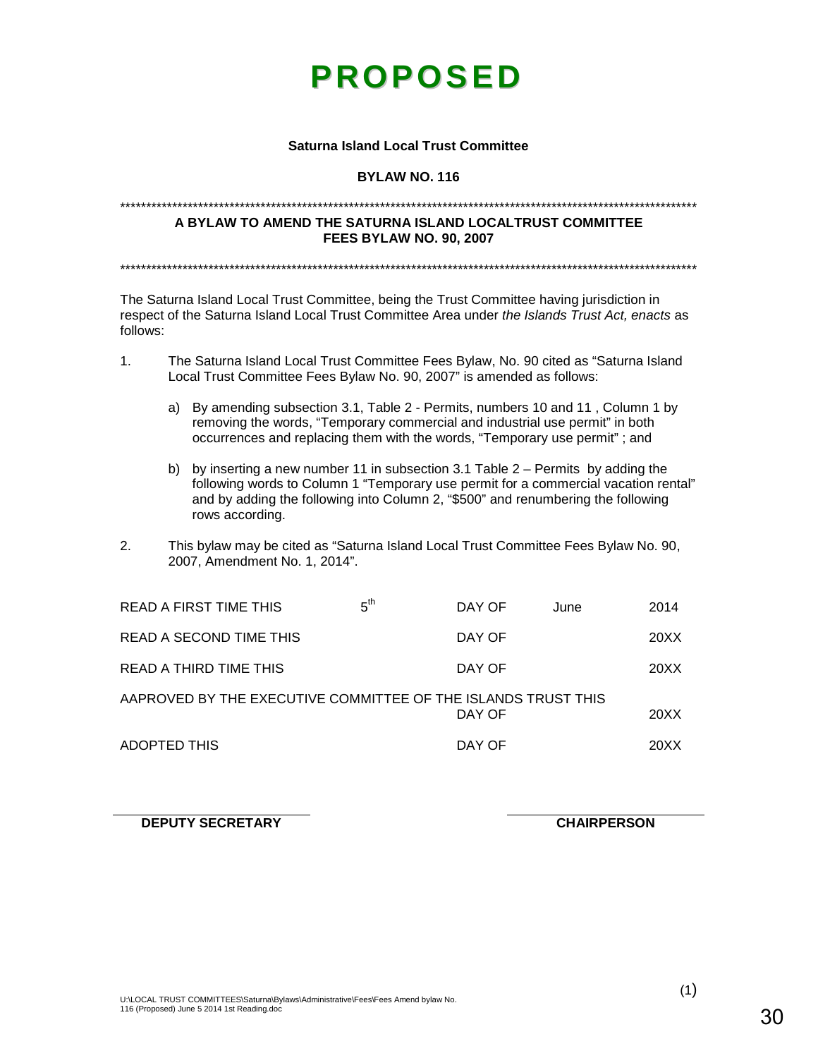# PROPOSED

**Saturna Island Local Trust Committee**

**BYLAW NO. 116**

\*\*\*\*\*\*\*\*\*\*\*\*\*\*\*\*\*\*\*\*\*\*\*\*\*\*\*\*\*\*\*\*\*\*\*\*\*\*\*\*\*\*\*\*\*\*\*\*\*\*\*\*\*\*\*\*\*\*\*\*\*\*\*\*\*\*\*\*\*\*\*\*\*\*\*\*\*\*\*\*\*\*\*\*\*\*\*\*\*\*\*\*\*\*\*\*\*\*\*\*\*\*\*\*\*\*\*\*\*\*\*\*

**A BYLAW TO AMEND THE SATURNA ISLAND LOCALTRUST COMMITTEE FEES BYLAW NO. 90, 2007**

\*\*\*\*\*\*\*\*\*\*\*\*\*\*\*\*\*\*\*\*\*\*\*\*\*\*\*\*\*\*\*\*\*\*\*\*\*\*\*\*\*\*\*\*\*\*\*\*\*\*\*\*\*\*\*\*\*\*\*\*\*\*\*\*\*\*\*\*\*\*\*\*\*\*\*\*\*\*\*\*\*\*\*\*\*\*\*\*\*\*\*\*\*\*\*\*\*\*\*\*\*\*\*\*\*\*\*\*\*\*\*\*

The Saturna Island Local Trust Committee, being the Trust Committee having jurisdiction in respect of the Saturna Island Local Trust Committee Area under *the Islands Trust Act, enacts* as follows:

1. The Saturna Island Local Trust Committee Fees Bylaw, No. 90 cited as "Saturna Island Local Trust Committee Fees Bylaw No. 90, 2007" is amended as follows:

   a) By amending subsection 3.1, Table 2 - Permits, numbers 10 and 11 , Column 1 by removing the words, "Temporary commercial and industrial use permit" in both occurrences and replacing them with the words, "Temporary use permit" ; and

   b) by inserting a new number 11 in subsection 3.1 Table 2 – Permits by adding the following words to Column 1 "Temporary use permit for a commercial vacation rental" and by adding the following into Column 2, "$500" and renumbering the following rows according.

2. This bylaw may be cited as "Saturna Island Local Trust Committee Fees Bylaw No. 90, 2007, Amendment No. 1, 2014".

| | | | | |
|---|---|---|---|---|
| READ A FIRST TIME THIS | 5th | DAY OF | June | 2014 |
| READ A SECOND TIME THIS | | DAY OF | | 20XX |
| READ A THIRD TIME THIS | | DAY OF | | 20XX |
| AAPROVED BY THE EXECUTIVE COMMITTEE OF THE ISLANDS TRUST THIS | | DAY OF | | 20XX |
| ADOPTED THIS | | DAY OF | | 20XX |

**DEPUTY SECRETARY**

**CHAIRPERSON**

U:\LOCAL TRUST COMMITTEES\Saturna\Bylaws\Administrative\Fees\Fees Amend bylaw No. 116 (Proposed) June 5 2014 1st Reading.doc

(1)